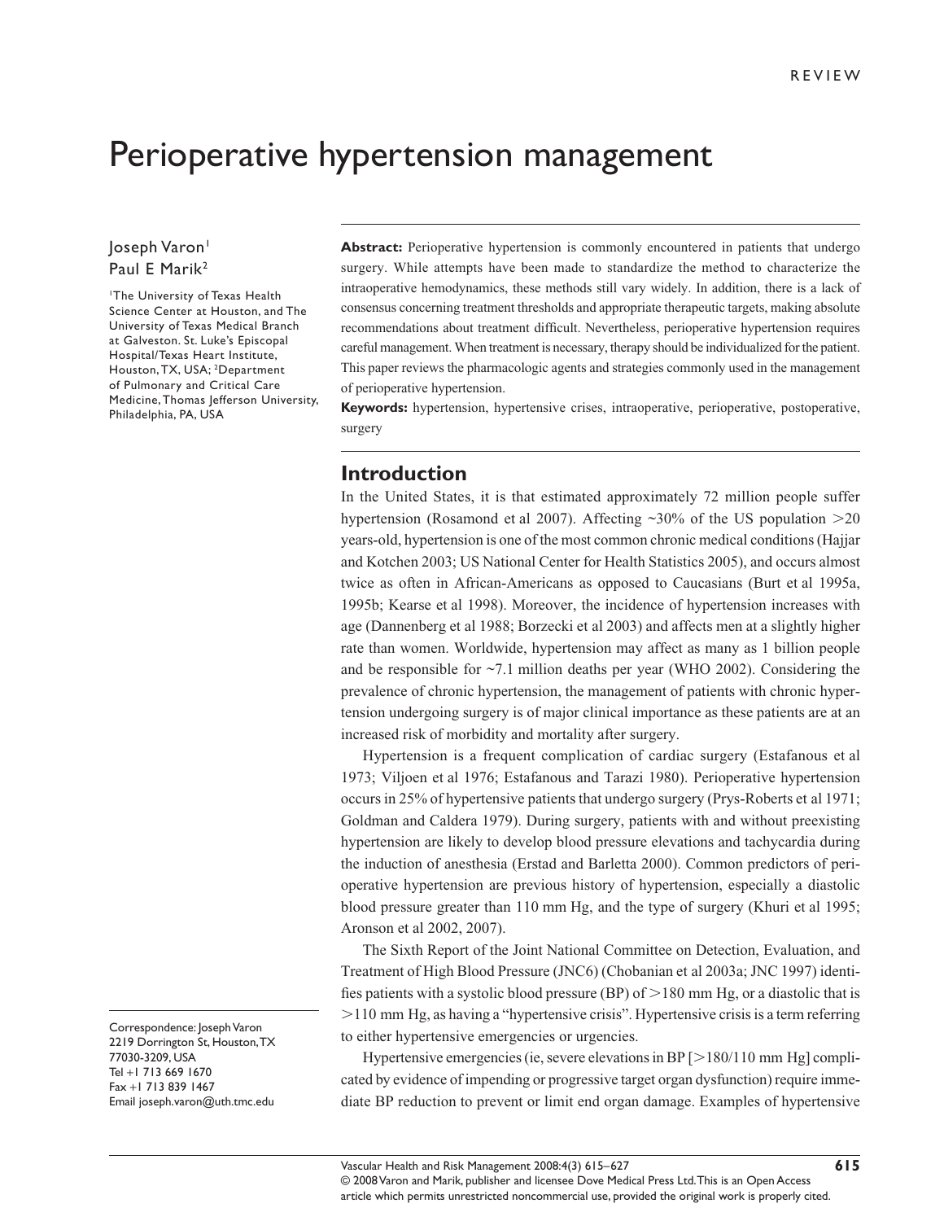REVIEW

# Perioperative hypertension management

Joseph Varon[1]
Paul E Marik[2]

[1]The University of Texas Health Science Center at Houston, and The University of Texas Medical Branch at Galveston. St. Luke's Episcopal Hospital/Texas Heart Institute, Houston, TX, USA; [2]Department of Pulmonary and Critical Care Medicine, Thomas Jefferson University, Philadelphia, PA, USA

Correspondence: Joseph Varon
2219 Dorrington St, Houston, TX 77030-3209, USA
Tel +1 713 669 1670
Fax +1 713 839 1467
Email joseph.varon@uth.tmc.edu

**Abstract:** Perioperative hypertension is commonly encountered in patients that undergo surgery. While attempts have been made to standardize the method to characterize the intraoperative hemodynamics, these methods still vary widely. In addition, there is a lack of consensus concerning treatment thresholds and appropriate therapeutic targets, making absolute recommendations about treatment difficult. Nevertheless, perioperative hypertension requires careful management. When treatment is necessary, therapy should be individualized for the patient. This paper reviews the pharmacologic agents and strategies commonly used in the management of perioperative hypertension.

**Keywords:** hypertension, hypertensive crises, intraoperative, perioperative, postoperative, surgery

## Introduction

In the United States, it is that estimated approximately 72 million people suffer hypertension (Rosamond et al 2007). Affecting ~30% of the US population >20 years-old, hypertension is one of the most common chronic medical conditions (Hajjar and Kotchen 2003; US National Center for Health Statistics 2005), and occurs almost twice as often in African-Americans as opposed to Caucasians (Burt et al 1995a, 1995b; Kearse et al 1998). Moreover, the incidence of hypertension increases with age (Dannenberg et al 1988; Borzecki et al 2003) and affects men at a slightly higher rate than women. Worldwide, hypertension may affect as many as 1 billion people and be responsible for ~7.1 million deaths per year (WHO 2002). Considering the prevalence of chronic hypertension, the management of patients with chronic hypertension undergoing surgery is of major clinical importance as these patients are at an increased risk of morbidity and mortality after surgery.

Hypertension is a frequent complication of cardiac surgery (Estafanous et al 1973; Viljoen et al 1976; Estafanous and Tarazi 1980). Perioperative hypertension occurs in 25% of hypertensive patients that undergo surgery (Prys-Roberts et al 1971; Goldman and Caldera 1979). During surgery, patients with and without preexisting hypertension are likely to develop blood pressure elevations and tachycardia during the induction of anesthesia (Erstad and Barletta 2000). Common predictors of perioperative hypertension are previous history of hypertension, especially a diastolic blood pressure greater than 110 mm Hg, and the type of surgery (Khuri et al 1995; Aronson et al 2002, 2007).

The Sixth Report of the Joint National Committee on Detection, Evaluation, and Treatment of High Blood Pressure (JNC6) (Chobanian et al 2003a; JNC 1997) identifies patients with a systolic blood pressure (BP) of >180 mm Hg, or a diastolic that is >110 mm Hg, as having a "hypertensive crisis". Hypertensive crisis is a term referring to either hypertensive emergencies or urgencies.

Hypertensive emergencies (ie, severe elevations in BP [>180/110 mm Hg] complicated by evidence of impending or progressive target organ dysfunction) require immediate BP reduction to prevent or limit end organ damage. Examples of hypertensive

© 2008 Varon and Marik, publisher and licensee Dove Medical Press Ltd. This is an Open Access article which permits unrestricted noncommercial use, provided the original work is properly cited.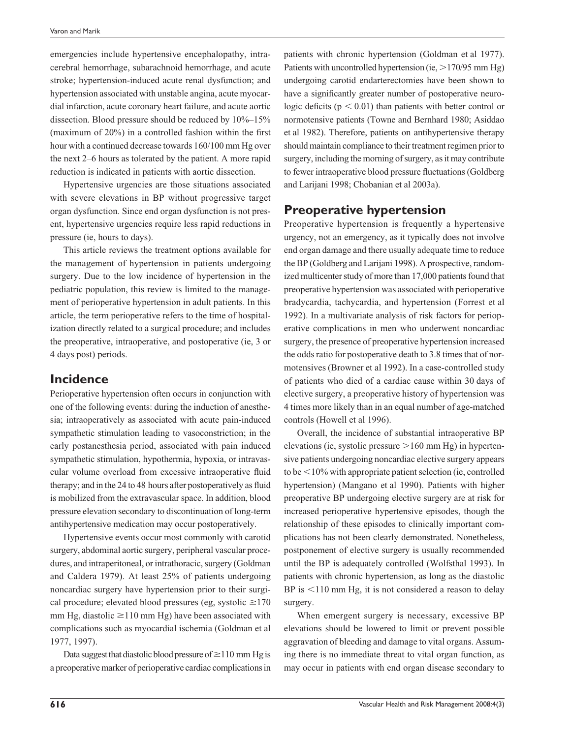emergencies include hypertensive encephalopathy, intracerebral hemorrhage, subarachnoid hemorrhage, and acute stroke; hypertension-induced acute renal dysfunction; and hypertension associated with unstable angina, acute myocardial infarction, acute coronary heart failure, and acute aortic dissection. Blood pressure should be reduced by 10%–15% (maximum of 20%) in a controlled fashion within the first hour with a continued decrease towards 160/100 mm Hg over the next 2–6 hours as tolerated by the patient. A more rapid reduction is indicated in patients with aortic dissection.

Hypertensive urgencies are those situations associated with severe elevations in BP without progressive target organ dysfunction. Since end organ dysfunction is not present, hypertensive urgencies require less rapid reductions in pressure (ie, hours to days).

This article reviews the treatment options available for the management of hypertension in patients undergoing surgery. Due to the low incidence of hypertension in the pediatric population, this review is limited to the management of perioperative hypertension in adult patients. In this article, the term perioperative refers to the time of hospitalization directly related to a surgical procedure; and includes the preoperative, intraoperative, and postoperative (ie, 3 or 4 days post) periods.

## Incidence

Perioperative hypertension often occurs in conjunction with one of the following events: during the induction of anesthesia; intraoperatively as associated with acute pain-induced sympathetic stimulation leading to vasoconstriction; in the early postanesthesia period, associated with pain induced sympathetic stimulation, hypothermia, hypoxia, or intravascular volume overload from excessive intraoperative fluid therapy; and in the 24 to 48 hours after postoperatively as fluid is mobilized from the extravascular space. In addition, blood pressure elevation secondary to discontinuation of long-term antihypertensive medication may occur postoperatively.

Hypertensive events occur most commonly with carotid surgery, abdominal aortic surgery, peripheral vascular procedures, and intraperitoneal, or intrathoracic, surgery (Goldman and Caldera 1979). At least 25% of patients undergoing noncardiac surgery have hypertension prior to their surgical procedure; elevated blood pressures (eg, systolic $\geq$170 mm Hg, diastolic $\geq$110 mm Hg) have been associated with complications such as myocardial ischemia (Goldman et al 1977, 1997).

Data suggest that diastolic blood pressure of $\geq$110 mm Hg is a preoperative marker of perioperative cardiac complications in patients with chronic hypertension (Goldman et al 1977). Patients with uncontrolled hypertension (ie, >170/95 mm Hg) undergoing carotid endarterectomies have been shown to have a significantly greater number of postoperative neurologic deficits ($p < 0.01$) than patients with better control or normotensive patients (Towne and Bernhard 1980; Asiddao et al 1982). Therefore, patients on antihypertensive therapy should maintain compliance to their treatment regimen prior to surgery, including the morning of surgery, as it may contribute to fewer intraoperative blood pressure fluctuations (Goldberg and Larijani 1998; Chobanian et al 2003a).

## Preoperative hypertension

Preoperative hypertension is frequently a hypertensive urgency, not an emergency, as it typically does not involve end organ damage and there usually adequate time to reduce the BP (Goldberg and Larijani 1998). A prospective, randomized multicenter study of more than 17,000 patients found that preoperative hypertension was associated with perioperative bradycardia, tachycardia, and hypertension (Forrest et al 1992). In a multivariate analysis of risk factors for perioperative complications in men who underwent noncardiac surgery, the presence of preoperative hypertension increased the odds ratio for postoperative death to 3.8 times that of normotensives (Browner et al 1992). In a case-controlled study of patients who died of a cardiac cause within 30 days of elective surgery, a preoperative history of hypertension was 4 times more likely than in an equal number of age-matched controls (Howell et al 1996).

Overall, the incidence of substantial intraoperative BP elevations (ie, systolic pressure >160 mm Hg) in hypertensive patients undergoing noncardiac elective surgery appears to be <10% with appropriate patient selection (ie, controlled hypertension) (Mangano et al 1990). Patients with higher preoperative BP undergoing elective surgery are at risk for increased perioperative hypertensive episodes, though the relationship of these episodes to clinically important complications has not been clearly demonstrated. Nonetheless, postponement of elective surgery is usually recommended until the BP is adequately controlled (Wolfsthal 1993). In patients with chronic hypertension, as long as the diastolic BP is <110 mm Hg, it is not considered a reason to delay surgery.

When emergent surgery is necessary, excessive BP elevations should be lowered to limit or prevent possible aggravation of bleeding and damage to vital organs. Assuming there is no immediate threat to vital organ function, as may occur in patients with end organ disease secondary to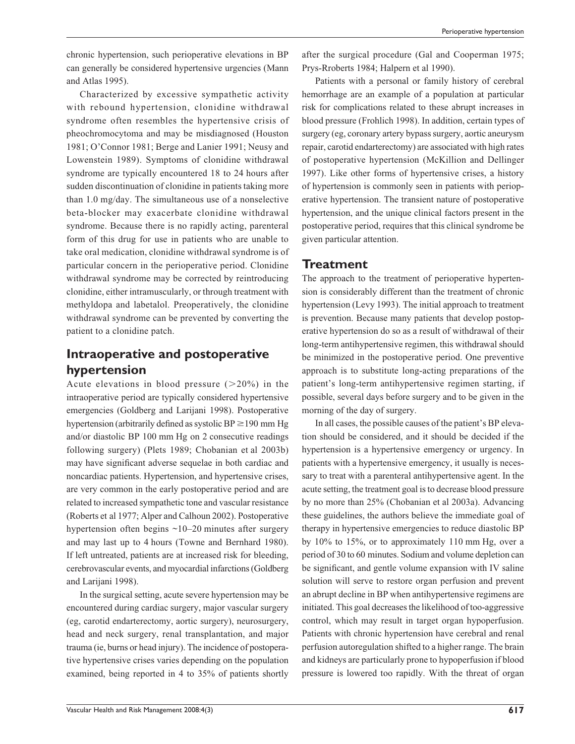chronic hypertension, such perioperative elevations in BP can generally be considered hypertensive urgencies (Mann and Atlas 1995).

Characterized by excessive sympathetic activity with rebound hypertension, clonidine withdrawal syndrome often resembles the hypertensive crisis of pheochromocytoma and may be misdiagnosed (Houston 1981; O'Connor 1981; Berge and Lanier 1991; Neusy and Lowenstein 1989). Symptoms of clonidine withdrawal syndrome are typically encountered 18 to 24 hours after sudden discontinuation of clonidine in patients taking more than 1.0 mg/day. The simultaneous use of a nonselective beta-blocker may exacerbate clonidine withdrawal syndrome. Because there is no rapidly acting, parenteral form of this drug for use in patients who are unable to take oral medication, clonidine withdrawal syndrome is of particular concern in the perioperative period. Clonidine withdrawal syndrome may be corrected by reintroducing clonidine, either intramuscularly, or through treatment with methyldopa and labetalol. Preoperatively, the clonidine withdrawal syndrome can be prevented by converting the patient to a clonidine patch.

## Intraoperative and postoperative hypertension

Acute elevations in blood pressure (>20%) in the intraoperative period are typically considered hypertensive emergencies (Goldberg and Larijani 1998). Postoperative hypertension (arbitrarily defined as systolic BP ≥190 mm Hg and/or diastolic BP 100 mm Hg on 2 consecutive readings following surgery) (Plets 1989; Chobanian et al 2003b) may have significant adverse sequelae in both cardiac and noncardiac patients. Hypertension, and hypertensive crises, are very common in the early postoperative period and are related to increased sympathetic tone and vascular resistance (Roberts et al 1977; Alper and Calhoun 2002). Postoperative hypertension often begins ~10–20 minutes after surgery and may last up to 4 hours (Towne and Bernhard 1980). If left untreated, patients are at increased risk for bleeding, cerebrovascular events, and myocardial infarctions (Goldberg and Larijani 1998).

In the surgical setting, acute severe hypertension may be encountered during cardiac surgery, major vascular surgery (eg, carotid endarterectomy, aortic surgery), neurosurgery, head and neck surgery, renal transplantation, and major trauma (ie, burns or head injury). The incidence of postoperative hypertensive crises varies depending on the population examined, being reported in 4 to 35% of patients shortly after the surgical procedure (Gal and Cooperman 1975; Prys-Rroberts 1984; Halpern et al 1990).

Patients with a personal or family history of cerebral hemorrhage are an example of a population at particular risk for complications related to these abrupt increases in blood pressure (Frohlich 1998). In addition, certain types of surgery (eg, coronary artery bypass surgery, aortic aneurysm repair, carotid endarterectomy) are associated with high rates of postoperative hypertension (McKillion and Dellinger 1997). Like other forms of hypertensive crises, a history of hypertension is commonly seen in patients with perioperative hypertension. The transient nature of postoperative hypertension, and the unique clinical factors present in the postoperative period, requires that this clinical syndrome be given particular attention.

## Treatment

The approach to the treatment of perioperative hypertension is considerably different than the treatment of chronic hypertension (Levy 1993). The initial approach to treatment is prevention. Because many patients that develop postoperative hypertension do so as a result of withdrawal of their long-term antihypertensive regimen, this withdrawal should be minimized in the postoperative period. One preventive approach is to substitute long-acting preparations of the patient's long-term antihypertensive regimen starting, if possible, several days before surgery and to be given in the morning of the day of surgery.

In all cases, the possible causes of the patient's BP elevation should be considered, and it should be decided if the hypertension is a hypertensive emergency or urgency. In patients with a hypertensive emergency, it usually is necessary to treat with a parenteral antihypertensive agent. In the acute setting, the treatment goal is to decrease blood pressure by no more than 25% (Chobanian et al 2003a). Advancing these guidelines, the authors believe the immediate goal of therapy in hypertensive emergencies to reduce diastolic BP by 10% to 15%, or to approximately 110 mm Hg, over a period of 30 to 60 minutes. Sodium and volume depletion can be significant, and gentle volume expansion with IV saline solution will serve to restore organ perfusion and prevent an abrupt decline in BP when antihypertensive regimens are initiated. This goal decreases the likelihood of too-aggressive control, which may result in target organ hypoperfusion. Patients with chronic hypertension have cerebral and renal perfusion autoregulation shifted to a higher range. The brain and kidneys are particularly prone to hypoperfusion if blood pressure is lowered too rapidly. With the threat of organ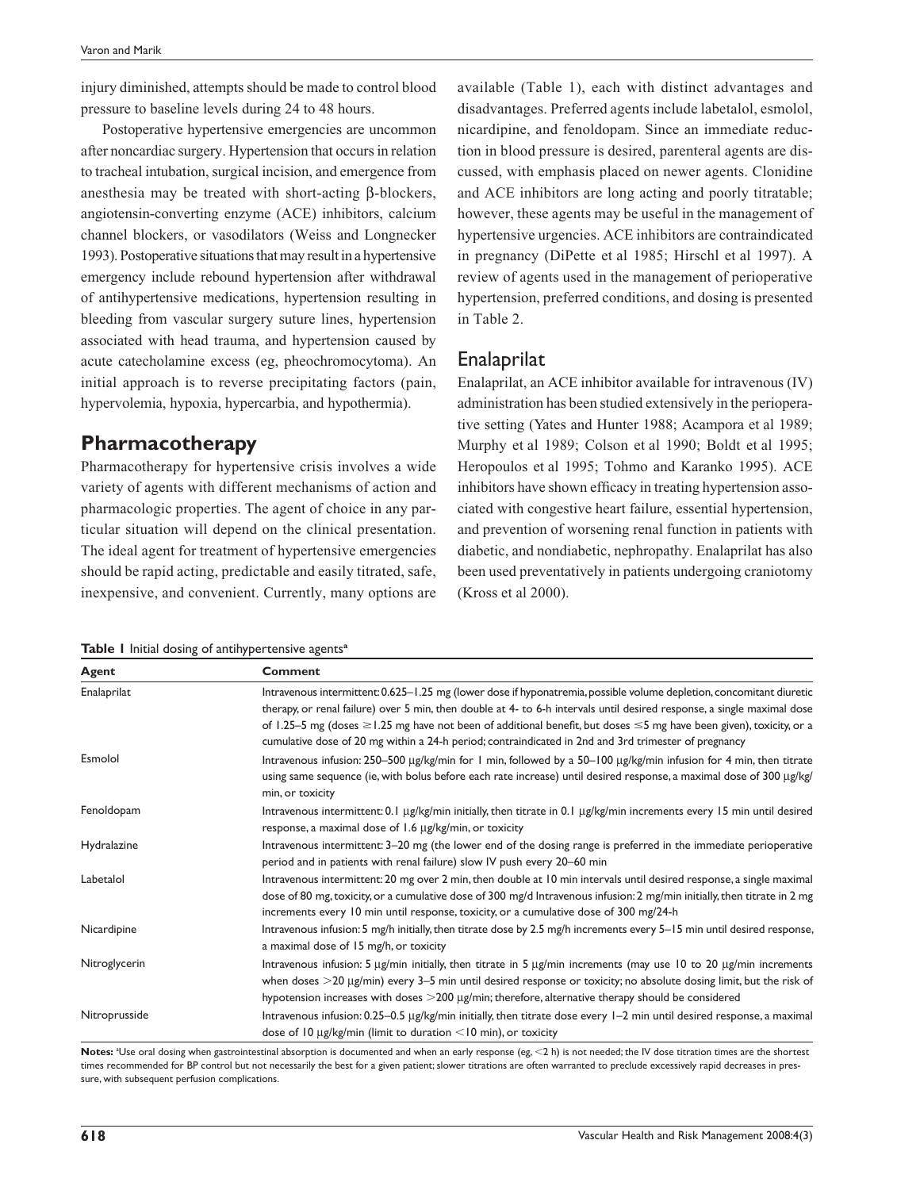injury diminished, attempts should be made to control blood pressure to baseline levels during 24 to 48 hours.

Postoperative hypertensive emergencies are uncommon after noncardiac surgery. Hypertension that occurs in relation to tracheal intubation, surgical incision, and emergence from anesthesia may be treated with short-acting β-blockers, angiotensin-converting enzyme (ACE) inhibitors, calcium channel blockers, or vasodilators (Weiss and Longnecker 1993). Postoperative situations that may result in a hypertensive emergency include rebound hypertension after withdrawal of antihypertensive medications, hypertension resulting in bleeding from vascular surgery suture lines, hypertension associated with head trauma, and hypertension caused by acute catecholamine excess (eg, pheochromocytoma). An initial approach is to reverse precipitating factors (pain, hypervolemia, hypoxia, hypercarbia, and hypothermia).

## Pharmacotherapy

Pharmacotherapy for hypertensive crisis involves a wide variety of agents with different mechanisms of action and pharmacologic properties. The agent of choice in any particular situation will depend on the clinical presentation. The ideal agent for treatment of hypertensive emergencies should be rapid acting, predictable and easily titrated, safe, inexpensive, and convenient. Currently, many options are available (Table 1), each with distinct advantages and disadvantages. Preferred agents include labetalol, esmolol, nicardipine, and fenoldopam. Since an immediate reduction in blood pressure is desired, parenteral agents are discussed, with emphasis placed on newer agents. Clonidine and ACE inhibitors are long acting and poorly titratable; however, these agents may be useful in the management of hypertensive urgencies. ACE inhibitors are contraindicated in pregnancy (DiPette et al 1985; Hirschl et al 1997). A review of agents used in the management of perioperative hypertension, preferred conditions, and dosing is presented in Table 2.

### Enalaprilat

Enalaprilat, an ACE inhibitor available for intravenous (IV) administration has been studied extensively in the perioperative setting (Yates and Hunter 1988; Acampora et al 1989; Murphy et al 1989; Colson et al 1990; Boldt et al 1995; Heropoulos et al 1995; Tohmo and Karanko 1995). ACE inhibitors have shown efficacy in treating hypertension associated with congestive heart failure, essential hypertension, and prevention of worsening renal function in patients with diabetic, and nondiabetic, nephropathy. Enalaprilat has also been used preventatively in patients undergoing craniotomy (Kross et al 2000).

**Table 1** Initial dosing of antihypertensive agents[a]

| Agent | Comment |
|---|---|
| Enalaprilat | Intravenous intermittent: 0.625–1.25 mg (lower dose if hyponatremia, possible volume depletion, concomitant diuretic therapy, or renal failure) over 5 min, then double at 4- to 6-h intervals until desired response, a single maximal dose of 1.25–5 mg (doses ≥1.25 mg have not been of additional benefit, but doses ≤5 mg have been given), toxicity, or a cumulative dose of 20 mg within a 24-h period; contraindicated in 2nd and 3rd trimester of pregnancy |
| Esmolol | Intravenous infusion: 250–500 μg/kg/min for 1 min, followed by a 50–100 μg/kg/min infusion for 4 min, then titrate using same sequence (ie, with bolus before each rate increase) until desired response, a maximal dose of 300 μg/kg/min, or toxicity |
| Fenoldopam | Intravenous intermittent: 0.1 μg/kg/min initially, then titrate in 0.1 μg/kg/min increments every 15 min until desired response, a maximal dose of 1.6 μg/kg/min, or toxicity |
| Hydralazine | Intravenous intermittent: 3–20 mg (the lower end of the dosing range is preferred in the immediate perioperative period and in patients with renal failure) slow IV push every 20–60 min |
| Labetalol | Intravenous intermittent: 20 mg over 2 min, then double at 10 min intervals until desired response, a single maximal dose of 80 mg, toxicity, or a cumulative dose of 300 mg/d Intravenous infusion: 2 mg/min initially, then titrate in 2 mg increments every 10 min until response, toxicity, or a cumulative dose of 300 mg/24-h |
| Nicardipine | Intravenous infusion: 5 mg/h initially, then titrate dose by 2.5 mg/h increments every 5–15 min until desired response, a maximal dose of 15 mg/h, or toxicity |
| Nitroglycerin | Intravenous infusion: 5 μg/min initially, then titrate in 5 μg/min increments (may use 10 to 20 μg/min increments when doses >20 μg/min) every 3–5 min until desired response or toxicity; no absolute dosing limit, but the risk of hypotension increases with doses >200 μg/min; therefore, alternative therapy should be considered |
| Nitroprusside | Intravenous infusion: 0.25–0.5 μg/kg/min initially, then titrate dose every 1–2 min until desired response, a maximal dose of 10 μg/kg/min (limit to duration <10 min), or toxicity |

**Notes:** [a]Use oral dosing when gastrointestinal absorption is documented and when an early response (eg, <2 h) is not needed; the IV dose titration times are the shortest times recommended for BP control but not necessarily the best for a given patient; slower titrations are often warranted to preclude excessively rapid decreases in pressure, with subsequent perfusion complications.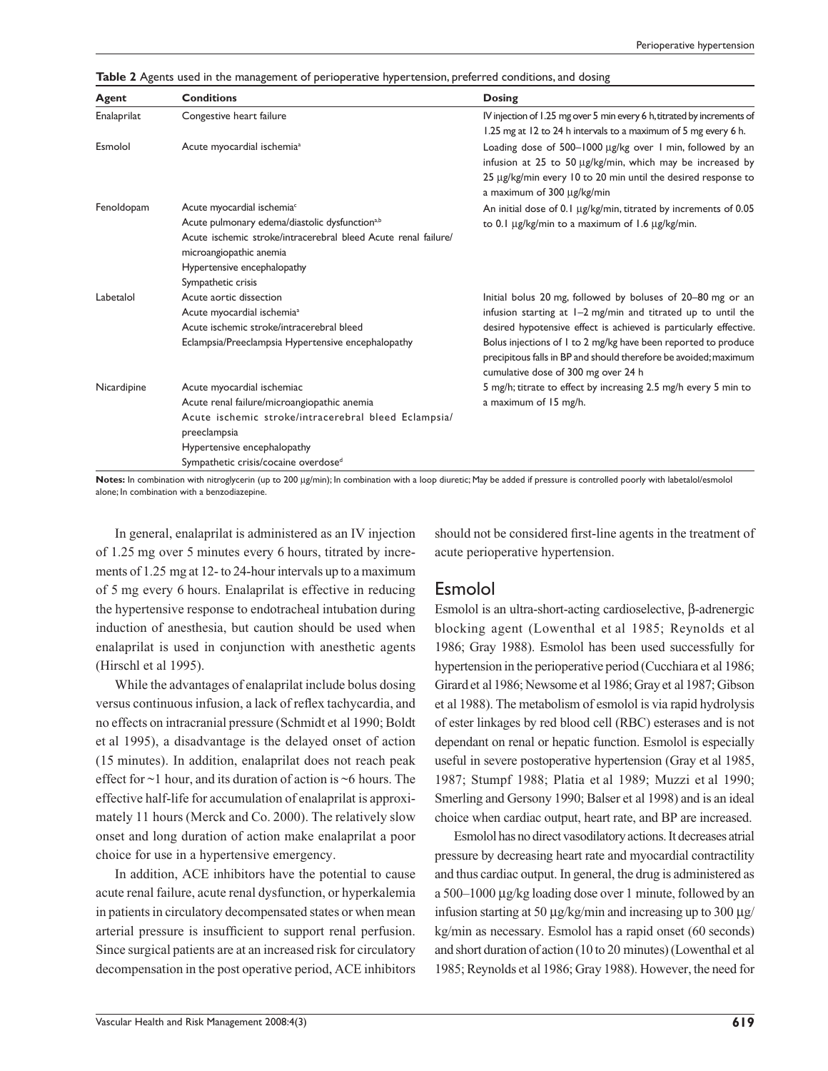**Table 2** Agents used in the management of perioperative hypertension, preferred conditions, and dosing

| Agent | Conditions | Dosing |
|---|---|---|
| Enalaprilat | Congestive heart failure | IV injection of 1.25 mg over 5 min every 6 h, titrated by increments of 1.25 mg at 12 to 24 h intervals to a maximum of 5 mg every 6 h. |
| Esmolol | Acute myocardial ischemia[a] | Loading dose of 500–1000 μg/kg over 1 min, followed by an infusion at 25 to 50 μg/kg/min, which may be increased by 25 μg/kg/min every 10 to 20 min until the desired response to a maximum of 300 μg/kg/min |
| Fenoldopam | Acute myocardial ischemia[c]<br>Acute pulmonary edema/diastolic dysfunction[a,b]<br>Acute ischemic stroke/intracerebral bleed Acute renal failure/microangiopathic anemia<br>Hypertensive encephalopathy<br>Sympathetic crisis | An initial dose of 0.1 μg/kg/min, titrated by increments of 0.05 to 0.1 μg/kg/min to a maximum of 1.6 μg/kg/min. |
| Labetalol | Acute aortic dissection<br>Acute myocardial ischemia[a]<br>Acute ischemic stroke/intracerebral bleed<br>Eclampsia/Preeclampsia Hypertensive encephalopathy | Initial bolus 20 mg, followed by boluses of 20–80 mg or an infusion starting at 1–2 mg/min and titrated up to until the desired hypotensive effect is achieved is particularly effective. Bolus injections of 1 to 2 mg/kg have been reported to produce precipitous falls in BP and should therefore be avoided; maximum cumulative dose of 300 mg over 24 h |
| Nicardipine | Acute myocardial ischemiac<br>Acute renal failure/microangiopathic anemia<br>Acute ischemic stroke/intracerebral bleed Eclampsia/preeclampsia<br>Hypertensive encephalopathy<br>Sympathetic crisis/cocaine overdose[d] | 5 mg/h; titrate to effect by increasing 2.5 mg/h every 5 min to a maximum of 15 mg/h. |

**Notes:** In combination with nitroglycerin (up to 200 μg/min); In combination with a loop diuretic; May be added if pressure is controlled poorly with labetalol/esmolol alone; In combination with a benzodiazepine.

In general, enalaprilat is administered as an IV injection of 1.25 mg over 5 minutes every 6 hours, titrated by increments of 1.25 mg at 12- to 24-hour intervals up to a maximum of 5 mg every 6 hours. Enalaprilat is effective in reducing the hypertensive response to endotracheal intubation during induction of anesthesia, but caution should be used when enalaprilat is used in conjunction with anesthetic agents (Hirschl et al 1995).

While the advantages of enalaprilat include bolus dosing versus continuous infusion, a lack of reflex tachycardia, and no effects on intracranial pressure (Schmidt et al 1990; Boldt et al 1995), a disadvantage is the delayed onset of action (15 minutes). In addition, enalaprilat does not reach peak effect for ~1 hour, and its duration of action is ~6 hours. The effective half-life for accumulation of enalaprilat is approximately 11 hours (Merck and Co. 2000). The relatively slow onset and long duration of action make enalaprilat a poor choice for use in a hypertensive emergency.

In addition, ACE inhibitors have the potential to cause acute renal failure, acute renal dysfunction, or hyperkalemia in patients in circulatory decompensated states or when mean arterial pressure is insufficient to support renal perfusion. Since surgical patients are at an increased risk for circulatory decompensation in the post operative period, ACE inhibitors should not be considered first-line agents in the treatment of acute perioperative hypertension.

## Esmolol

Esmolol is an ultra-short-acting cardioselective, β-adrenergic blocking agent (Lowenthal et al 1985; Reynolds et al 1986; Gray 1988). Esmolol has been used successfully for hypertension in the perioperative period (Cucchiara et al 1986; Girard et al 1986; Newsome et al 1986; Gray et al 1987; Gibson et al 1988). The metabolism of esmolol is via rapid hydrolysis of ester linkages by red blood cell (RBC) esterases and is not dependant on renal or hepatic function. Esmolol is especially useful in severe postoperative hypertension (Gray et al 1985, 1987; Stumpf 1988; Platia et al 1989; Muzzi et al 1990; Smerling and Gersony 1990; Balser et al 1998) and is an ideal choice when cardiac output, heart rate, and BP are increased.

Esmolol has no direct vasodilatory actions. It decreases atrial pressure by decreasing heart rate and myocardial contractility and thus cardiac output. In general, the drug is administered as a 500–1000 μg/kg loading dose over 1 minute, followed by an infusion starting at 50 μg/kg/min and increasing up to 300 μg/kg/min as necessary. Esmolol has a rapid onset (60 seconds) and short duration of action (10 to 20 minutes) (Lowenthal et al 1985; Reynolds et al 1986; Gray 1988). However, the need for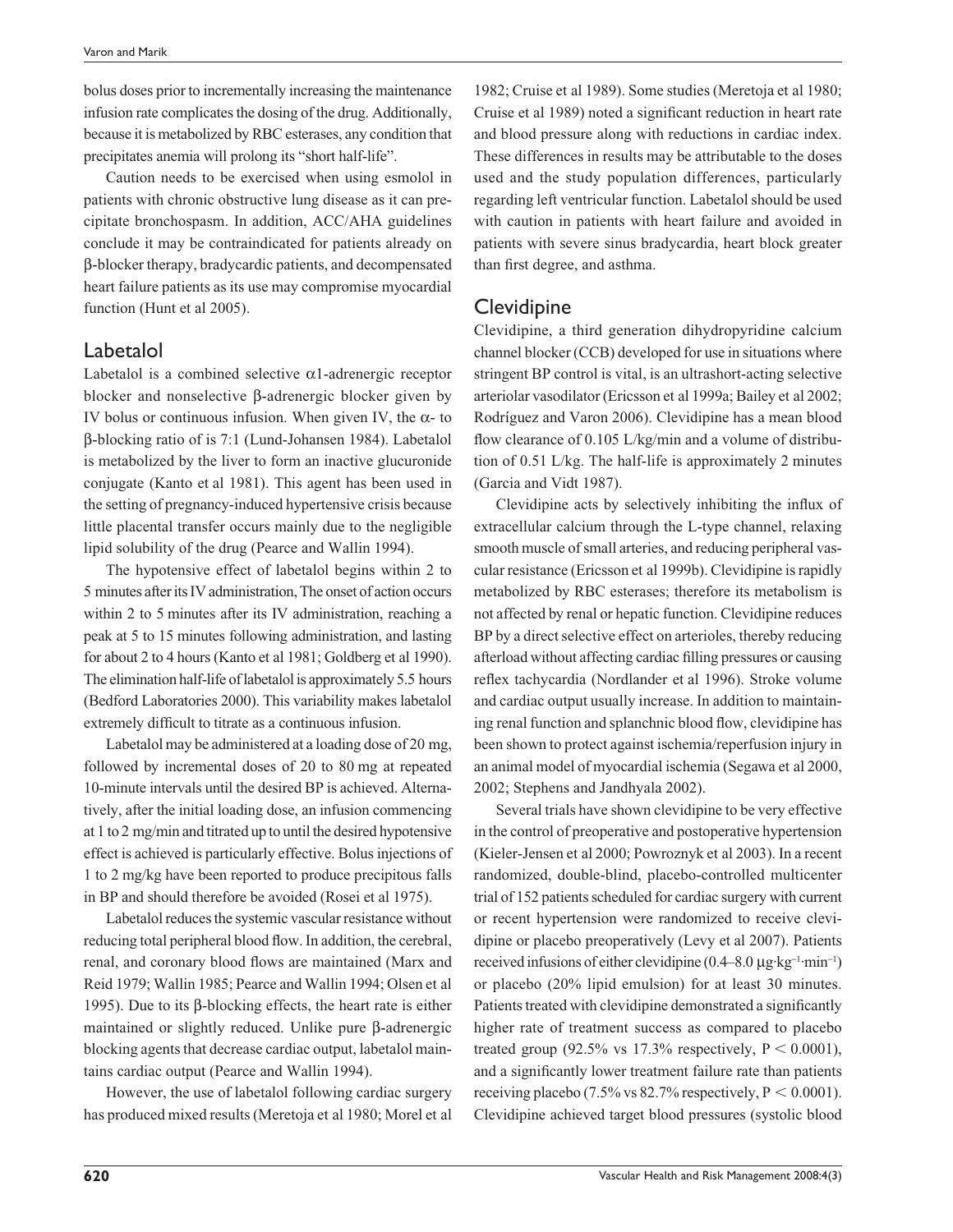bolus doses prior to incrementally increasing the maintenance infusion rate complicates the dosing of the drug. Additionally, because it is metabolized by RBC esterases, any condition that precipitates anemia will prolong its "short half-life".

Caution needs to be exercised when using esmolol in patients with chronic obstructive lung disease as it can precipitate bronchospasm. In addition, ACC/AHA guidelines conclude it may be contraindicated for patients already on β-blocker therapy, bradycardic patients, and decompensated heart failure patients as its use may compromise myocardial function (Hunt et al 2005).

## Labetalol

Labetalol is a combined selective α1-adrenergic receptor blocker and nonselective β-adrenergic blocker given by IV bolus or continuous infusion. When given IV, the α- to β-blocking ratio of is 7:1 (Lund-Johansen 1984). Labetalol is metabolized by the liver to form an inactive glucuronide conjugate (Kanto et al 1981). This agent has been used in the setting of pregnancy-induced hypertensive crisis because little placental transfer occurs mainly due to the negligible lipid solubility of the drug (Pearce and Wallin 1994).

The hypotensive effect of labetalol begins within 2 to 5 minutes after its IV administration, The onset of action occurs within 2 to 5 minutes after its IV administration, reaching a peak at 5 to 15 minutes following administration, and lasting for about 2 to 4 hours (Kanto et al 1981; Goldberg et al 1990). The elimination half-life of labetalol is approximately 5.5 hours (Bedford Laboratories 2000). This variability makes labetalol extremely difficult to titrate as a continuous infusion.

Labetalol may be administered at a loading dose of 20 mg, followed by incremental doses of 20 to 80 mg at repeated 10-minute intervals until the desired BP is achieved. Alternatively, after the initial loading dose, an infusion commencing at 1 to 2 mg/min and titrated up to until the desired hypotensive effect is achieved is particularly effective. Bolus injections of 1 to 2 mg/kg have been reported to produce precipitous falls in BP and should therefore be avoided (Rosei et al 1975).

Labetalol reduces the systemic vascular resistance without reducing total peripheral blood flow. In addition, the cerebral, renal, and coronary blood flows are maintained (Marx and Reid 1979; Wallin 1985; Pearce and Wallin 1994; Olsen et al 1995). Due to its β-blocking effects, the heart rate is either maintained or slightly reduced. Unlike pure β-adrenergic blocking agents that decrease cardiac output, labetalol maintains cardiac output (Pearce and Wallin 1994).

However, the use of labetalol following cardiac surgery has produced mixed results (Meretoja et al 1980; Morel et al 1982; Cruise et al 1989). Some studies (Meretoja et al 1980; Cruise et al 1989) noted a significant reduction in heart rate and blood pressure along with reductions in cardiac index. These differences in results may be attributable to the doses used and the study population differences, particularly regarding left ventricular function. Labetalol should be used with caution in patients with heart failure and avoided in patients with severe sinus bradycardia, heart block greater than first degree, and asthma.

## Clevidipine

Clevidipine, a third generation dihydropyridine calcium channel blocker (CCB) developed for use in situations where stringent BP control is vital, is an ultrashort-acting selective arteriolar vasodilator (Ericsson et al 1999a; Bailey et al 2002; Rodríguez and Varon 2006). Clevidipine has a mean blood flow clearance of 0.105 L/kg/min and a volume of distribution of 0.51 L/kg. The half-life is approximately 2 minutes (Garcia and Vidt 1987).

Clevidipine acts by selectively inhibiting the influx of extracellular calcium through the L-type channel, relaxing smooth muscle of small arteries, and reducing peripheral vascular resistance (Ericsson et al 1999b). Clevidipine is rapidly metabolized by RBC esterases; therefore its metabolism is not affected by renal or hepatic function. Clevidipine reduces BP by a direct selective effect on arterioles, thereby reducing afterload without affecting cardiac filling pressures or causing reflex tachycardia (Nordlander et al 1996). Stroke volume and cardiac output usually increase. In addition to maintaining renal function and splanchnic blood flow, clevidipine has been shown to protect against ischemia/reperfusion injury in an animal model of myocardial ischemia (Segawa et al 2000, 2002; Stephens and Jandhyala 2002).

Several trials have shown clevidipine to be very effective in the control of preoperative and postoperative hypertension (Kieler-Jensen et al 2000; Powroznyk et al 2003). In a recent randomized, double-blind, placebo-controlled multicenter trial of 152 patients scheduled for cardiac surgery with current or recent hypertension were randomized to receive clevidipine or placebo preoperatively (Levy et al 2007). Patients received infusions of either clevidipine (0.4–8.0 $\mu g \cdot kg^{-1} \cdot min^{-1}$) or placebo (20% lipid emulsion) for at least 30 minutes. Patients treated with clevidipine demonstrated a significantly higher rate of treatment success as compared to placebo treated group (92.5% vs 17.3% respectively, $P < 0.0001$), and a significantly lower treatment failure rate than patients receiving placebo (7.5% vs 82.7% respectively, $P < 0.0001$). Clevidipine achieved target blood pressures (systolic blood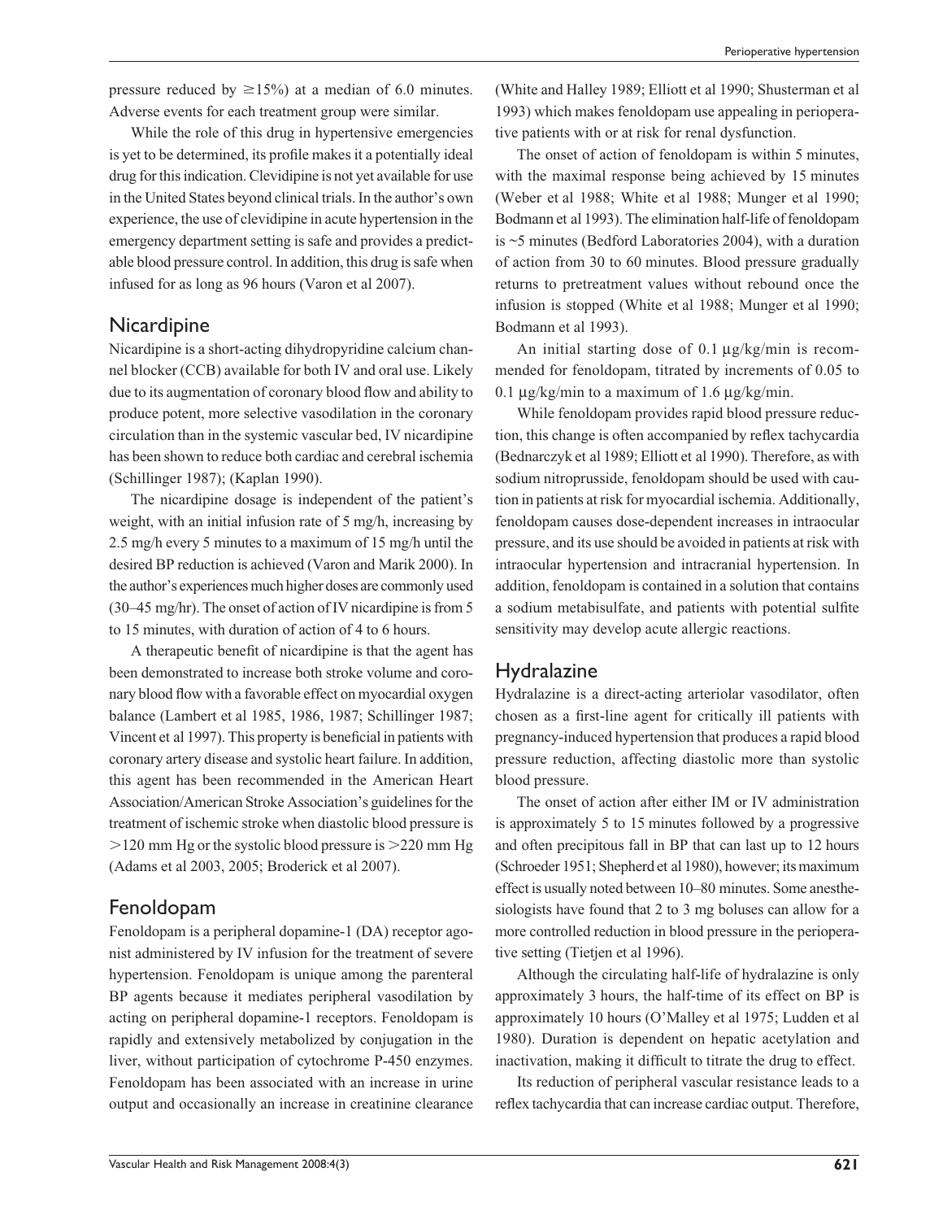pressure reduced by ≥15%) at a median of 6.0 minutes. Adverse events for each treatment group were similar.

While the role of this drug in hypertensive emergencies is yet to be determined, its profile makes it a potentially ideal drug for this indication. Clevidipine is not yet available for use in the United States beyond clinical trials. In the author's own experience, the use of clevidipine in acute hypertension in the emergency department setting is safe and provides a predictable blood pressure control. In addition, this drug is safe when infused for as long as 96 hours (Varon et al 2007).

## Nicardipine

Nicardipine is a short-acting dihydropyridine calcium channel blocker (CCB) available for both IV and oral use. Likely due to its augmentation of coronary blood flow and ability to produce potent, more selective vasodilation in the coronary circulation than in the systemic vascular bed, IV nicardipine has been shown to reduce both cardiac and cerebral ischemia (Schillinger 1987); (Kaplan 1990).

The nicardipine dosage is independent of the patient's weight, with an initial infusion rate of 5 mg/h, increasing by 2.5 mg/h every 5 minutes to a maximum of 15 mg/h until the desired BP reduction is achieved (Varon and Marik 2000). In the author's experiences much higher doses are commonly used (30–45 mg/hr). The onset of action of IV nicardipine is from 5 to 15 minutes, with duration of action of 4 to 6 hours.

A therapeutic benefit of nicardipine is that the agent has been demonstrated to increase both stroke volume and coronary blood flow with a favorable effect on myocardial oxygen balance (Lambert et al 1985, 1986, 1987; Schillinger 1987; Vincent et al 1997). This property is beneficial in patients with coronary artery disease and systolic heart failure. In addition, this agent has been recommended in the American Heart Association/American Stroke Association's guidelines for the treatment of ischemic stroke when diastolic blood pressure is >120 mm Hg or the systolic blood pressure is >220 mm Hg (Adams et al 2003, 2005; Broderick et al 2007).

## Fenoldopam

Fenoldopam is a peripheral dopamine-1 (DA) receptor agonist administered by IV infusion for the treatment of severe hypertension. Fenoldopam is unique among the parenteral BP agents because it mediates peripheral vasodilation by acting on peripheral dopamine-1 receptors. Fenoldopam is rapidly and extensively metabolized by conjugation in the liver, without participation of cytochrome P-450 enzymes. Fenoldopam has been associated with an increase in urine output and occasionally an increase in creatinine clearance (White and Halley 1989; Elliott et al 1990; Shusterman et al 1993) which makes fenoldopam use appealing in perioperative patients with or at risk for renal dysfunction.

The onset of action of fenoldopam is within 5 minutes, with the maximal response being achieved by 15 minutes (Weber et al 1988; White et al 1988; Munger et al 1990; Bodmann et al 1993). The elimination half-life of fenoldopam is ~5 minutes (Bedford Laboratories 2004), with a duration of action from 30 to 60 minutes. Blood pressure gradually returns to pretreatment values without rebound once the infusion is stopped (White et al 1988; Munger et al 1990; Bodmann et al 1993).

An initial starting dose of 0.1 μg/kg/min is recommended for fenoldopam, titrated by increments of 0.05 to 0.1 μg/kg/min to a maximum of 1.6 μg/kg/min.

While fenoldopam provides rapid blood pressure reduction, this change is often accompanied by reflex tachycardia (Bednarczyk et al 1989; Elliott et al 1990). Therefore, as with sodium nitroprusside, fenoldopam should be used with caution in patients at risk for myocardial ischemia. Additionally, fenoldopam causes dose-dependent increases in intraocular pressure, and its use should be avoided in patients at risk with intraocular hypertension and intracranial hypertension. In addition, fenoldopam is contained in a solution that contains a sodium metabisulfate, and patients with potential sulfite sensitivity may develop acute allergic reactions.

## Hydralazine

Hydralazine is a direct-acting arteriolar vasodilator, often chosen as a first-line agent for critically ill patients with pregnancy-induced hypertension that produces a rapid blood pressure reduction, affecting diastolic more than systolic blood pressure.

The onset of action after either IM or IV administration is approximately 5 to 15 minutes followed by a progressive and often precipitous fall in BP that can last up to 12 hours (Schroeder 1951; Shepherd et al 1980), however; its maximum effect is usually noted between 10–80 minutes. Some anesthesiologists have found that 2 to 3 mg boluses can allow for a more controlled reduction in blood pressure in the perioperative setting (Tietjen et al 1996).

Although the circulating half-life of hydralazine is only approximately 3 hours, the half-time of its effect on BP is approximately 10 hours (O'Malley et al 1975; Ludden et al 1980). Duration is dependent on hepatic acetylation and inactivation, making it difficult to titrate the drug to effect.

Its reduction of peripheral vascular resistance leads to a reflex tachycardia that can increase cardiac output. Therefore,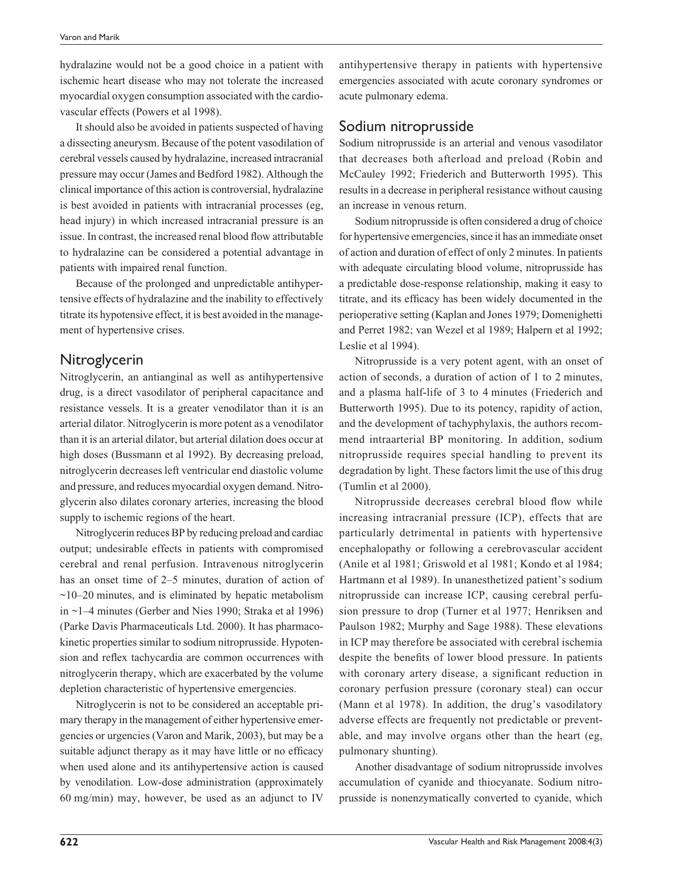hydralazine would not be a good choice in a patient with ischemic heart disease who may not tolerate the increased myocardial oxygen consumption associated with the cardiovascular effects (Powers et al 1998).

It should also be avoided in patients suspected of having a dissecting aneurysm. Because of the potent vasodilation of cerebral vessels caused by hydralazine, increased intracranial pressure may occur (James and Bedford 1982). Although the clinical importance of this action is controversial, hydralazine is best avoided in patients with intracranial processes (eg, head injury) in which increased intracranial pressure is an issue. In contrast, the increased renal blood flow attributable to hydralazine can be considered a potential advantage in patients with impaired renal function.

Because of the prolonged and unpredictable antihypertensive effects of hydralazine and the inability to effectively titrate its hypotensive effect, it is best avoided in the management of hypertensive crises.

## Nitroglycerin

Nitroglycerin, an antianginal as well as antihypertensive drug, is a direct vasodilator of peripheral capacitance and resistance vessels. It is a greater venodilator than it is an arterial dilator. Nitroglycerin is more potent as a venodilator than it is an arterial dilator, but arterial dilation does occur at high doses (Bussmann et al 1992). By decreasing preload, nitroglycerin decreases left ventricular end diastolic volume and pressure, and reduces myocardial oxygen demand. Nitroglycerin also dilates coronary arteries, increasing the blood supply to ischemic regions of the heart.

Nitroglycerin reduces BP by reducing preload and cardiac output; undesirable effects in patients with compromised cerebral and renal perfusion. Intravenous nitroglycerin has an onset time of 2–5 minutes, duration of action of ~10–20 minutes, and is eliminated by hepatic metabolism in ~1–4 minutes (Gerber and Nies 1990; Straka et al 1996) (Parke Davis Pharmaceuticals Ltd. 2000). It has pharmacokinetic properties similar to sodium nitroprusside. Hypotension and reflex tachycardia are common occurrences with nitroglycerin therapy, which are exacerbated by the volume depletion characteristic of hypertensive emergencies.

Nitroglycerin is not to be considered an acceptable primary therapy in the management of either hypertensive emergencies or urgencies (Varon and Marik, 2003), but may be a suitable adjunct therapy as it may have little or no efficacy when used alone and its antihypertensive action is caused by venodilation. Low-dose administration (approximately 60 mg/min) may, however, be used as an adjunct to IV antihypertensive therapy in patients with hypertensive emergencies associated with acute coronary syndromes or acute pulmonary edema.

## Sodium nitroprusside

Sodium nitroprusside is an arterial and venous vasodilator that decreases both afterload and preload (Robin and McCauley 1992; Friederich and Butterworth 1995). This results in a decrease in peripheral resistance without causing an increase in venous return.

Sodium nitroprusside is often considered a drug of choice for hypertensive emergencies, since it has an immediate onset of action and duration of effect of only 2 minutes. In patients with adequate circulating blood volume, nitroprusside has a predictable dose-response relationship, making it easy to titrate, and its efficacy has been widely documented in the perioperative setting (Kaplan and Jones 1979; Domenighetti and Perret 1982; van Wezel et al 1989; Halpern et al 1992; Leslie et al 1994).

Nitroprusside is a very potent agent, with an onset of action of seconds, a duration of action of 1 to 2 minutes, and a plasma half-life of 3 to 4 minutes (Friederich and Butterworth 1995). Due to its potency, rapidity of action, and the development of tachyphylaxis, the authors recommend intraarterial BP monitoring. In addition, sodium nitroprusside requires special handling to prevent its degradation by light. These factors limit the use of this drug (Tumlin et al 2000).

Nitroprusside decreases cerebral blood flow while increasing intracranial pressure (ICP), effects that are particularly detrimental in patients with hypertensive encephalopathy or following a cerebrovascular accident (Anile et al 1981; Griswold et al 1981; Kondo et al 1984; Hartmann et al 1989). In unanesthetized patient's sodium nitroprusside can increase ICP, causing cerebral perfusion pressure to drop (Turner et al 1977; Henriksen and Paulson 1982; Murphy and Sage 1988). These elevations in ICP may therefore be associated with cerebral ischemia despite the benefits of lower blood pressure. In patients with coronary artery disease, a significant reduction in coronary perfusion pressure (coronary steal) can occur (Mann et al 1978). In addition, the drug's vasodilatory adverse effects are frequently not predictable or preventable, and may involve organs other than the heart (eg, pulmonary shunting).

Another disadvantage of sodium nitroprusside involves accumulation of cyanide and thiocyanate. Sodium nitroprusside is nonenzymatically converted to cyanide, which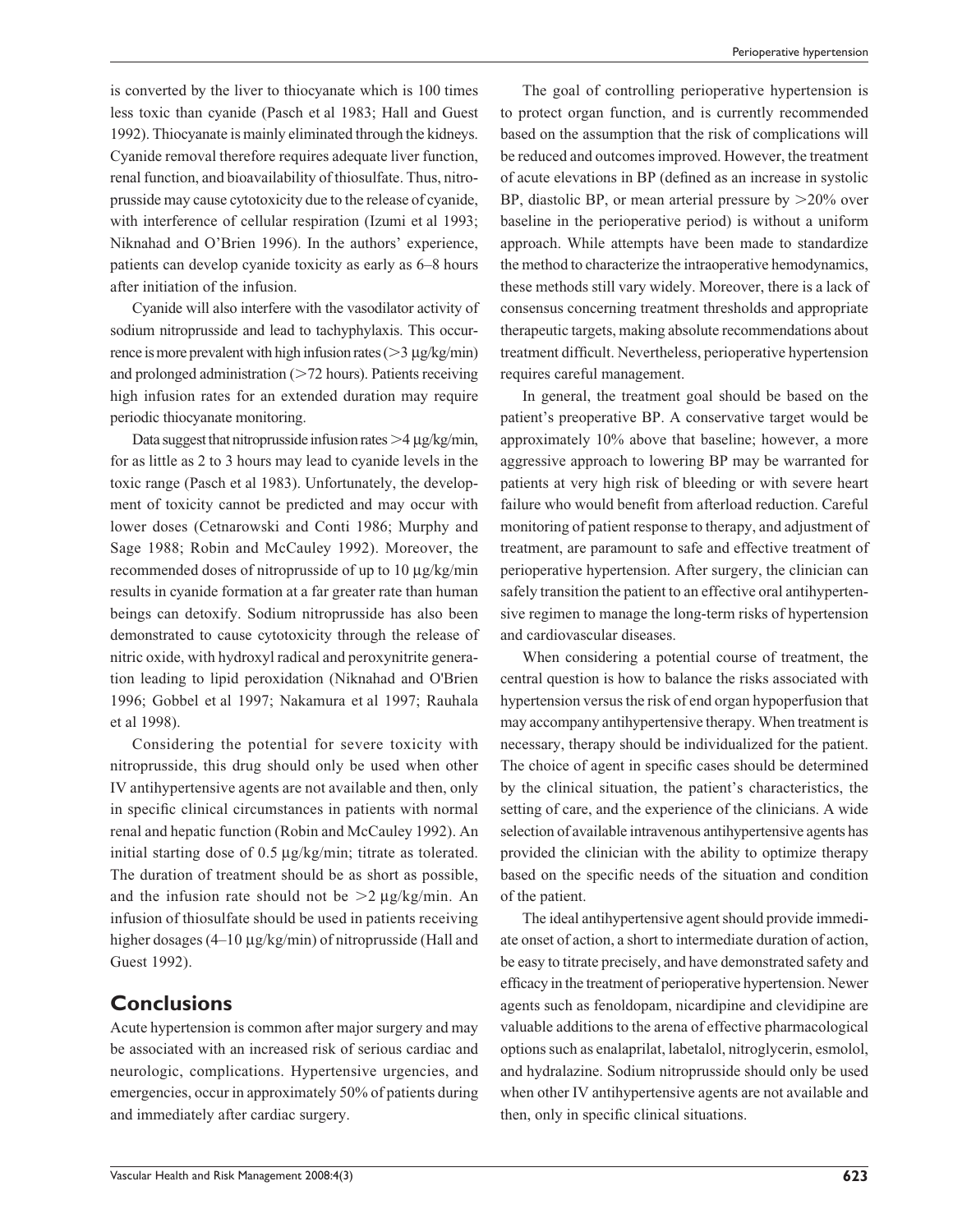is converted by the liver to thiocyanate which is 100 times less toxic than cyanide (Pasch et al 1983; Hall and Guest 1992). Thiocyanate is mainly eliminated through the kidneys. Cyanide removal therefore requires adequate liver function, renal function, and bioavailability of thiosulfate. Thus, nitroprusside may cause cytotoxicity due to the release of cyanide, with interference of cellular respiration (Izumi et al 1993; Niknahad and O'Brien 1996). In the authors' experience, patients can develop cyanide toxicity as early as 6–8 hours after initiation of the infusion.

Cyanide will also interfere with the vasodilator activity of sodium nitroprusside and lead to tachyphylaxis. This occurrence is more prevalent with high infusion rates (>3 μg/kg/min) and prolonged administration (>72 hours). Patients receiving high infusion rates for an extended duration may require periodic thiocyanate monitoring.

Data suggest that nitroprusside infusion rates >4 μg/kg/min, for as little as 2 to 3 hours may lead to cyanide levels in the toxic range (Pasch et al 1983). Unfortunately, the development of toxicity cannot be predicted and may occur with lower doses (Cetnarowski and Conti 1986; Murphy and Sage 1988; Robin and McCauley 1992). Moreover, the recommended doses of nitroprusside of up to 10 μg/kg/min results in cyanide formation at a far greater rate than human beings can detoxify. Sodium nitroprusside has also been demonstrated to cause cytotoxicity through the release of nitric oxide, with hydroxyl radical and peroxynitrite generation leading to lipid peroxidation (Niknahad and O'Brien 1996; Gobbel et al 1997; Nakamura et al 1997; Rauhala et al 1998).

Considering the potential for severe toxicity with nitroprusside, this drug should only be used when other IV antihypertensive agents are not available and then, only in specific clinical circumstances in patients with normal renal and hepatic function (Robin and McCauley 1992). An initial starting dose of 0.5 μg/kg/min; titrate as tolerated. The duration of treatment should be as short as possible, and the infusion rate should not be >2 μg/kg/min. An infusion of thiosulfate should be used in patients receiving higher dosages (4–10 μg/kg/min) of nitroprusside (Hall and Guest 1992).

## Conclusions

Acute hypertension is common after major surgery and may be associated with an increased risk of serious cardiac and neurologic, complications. Hypertensive urgencies, and emergencies, occur in approximately 50% of patients during and immediately after cardiac surgery.

The goal of controlling perioperative hypertension is to protect organ function, and is currently recommended based on the assumption that the risk of complications will be reduced and outcomes improved. However, the treatment of acute elevations in BP (defined as an increase in systolic BP, diastolic BP, or mean arterial pressure by >20% over baseline in the perioperative period) is without a uniform approach. While attempts have been made to standardize the method to characterize the intraoperative hemodynamics, these methods still vary widely. Moreover, there is a lack of consensus concerning treatment thresholds and appropriate therapeutic targets, making absolute recommendations about treatment difficult. Nevertheless, perioperative hypertension requires careful management.

In general, the treatment goal should be based on the patient's preoperative BP. A conservative target would be approximately 10% above that baseline; however, a more aggressive approach to lowering BP may be warranted for patients at very high risk of bleeding or with severe heart failure who would benefit from afterload reduction. Careful monitoring of patient response to therapy, and adjustment of treatment, are paramount to safe and effective treatment of perioperative hypertension. After surgery, the clinician can safely transition the patient to an effective oral antihypertensive regimen to manage the long-term risks of hypertension and cardiovascular diseases.

When considering a potential course of treatment, the central question is how to balance the risks associated with hypertension versus the risk of end organ hypoperfusion that may accompany antihypertensive therapy. When treatment is necessary, therapy should be individualized for the patient. The choice of agent in specific cases should be determined by the clinical situation, the patient's characteristics, the setting of care, and the experience of the clinicians. A wide selection of available intravenous antihypertensive agents has provided the clinician with the ability to optimize therapy based on the specific needs of the situation and condition of the patient.

The ideal antihypertensive agent should provide immediate onset of action, a short to intermediate duration of action, be easy to titrate precisely, and have demonstrated safety and efficacy in the treatment of perioperative hypertension. Newer agents such as fenoldopam, nicardipine and clevidipine are valuable additions to the arena of effective pharmacological options such as enalaprilat, labetalol, nitroglycerin, esmolol, and hydralazine. Sodium nitroprusside should only be used when other IV antihypertensive agents are not available and then, only in specific clinical situations.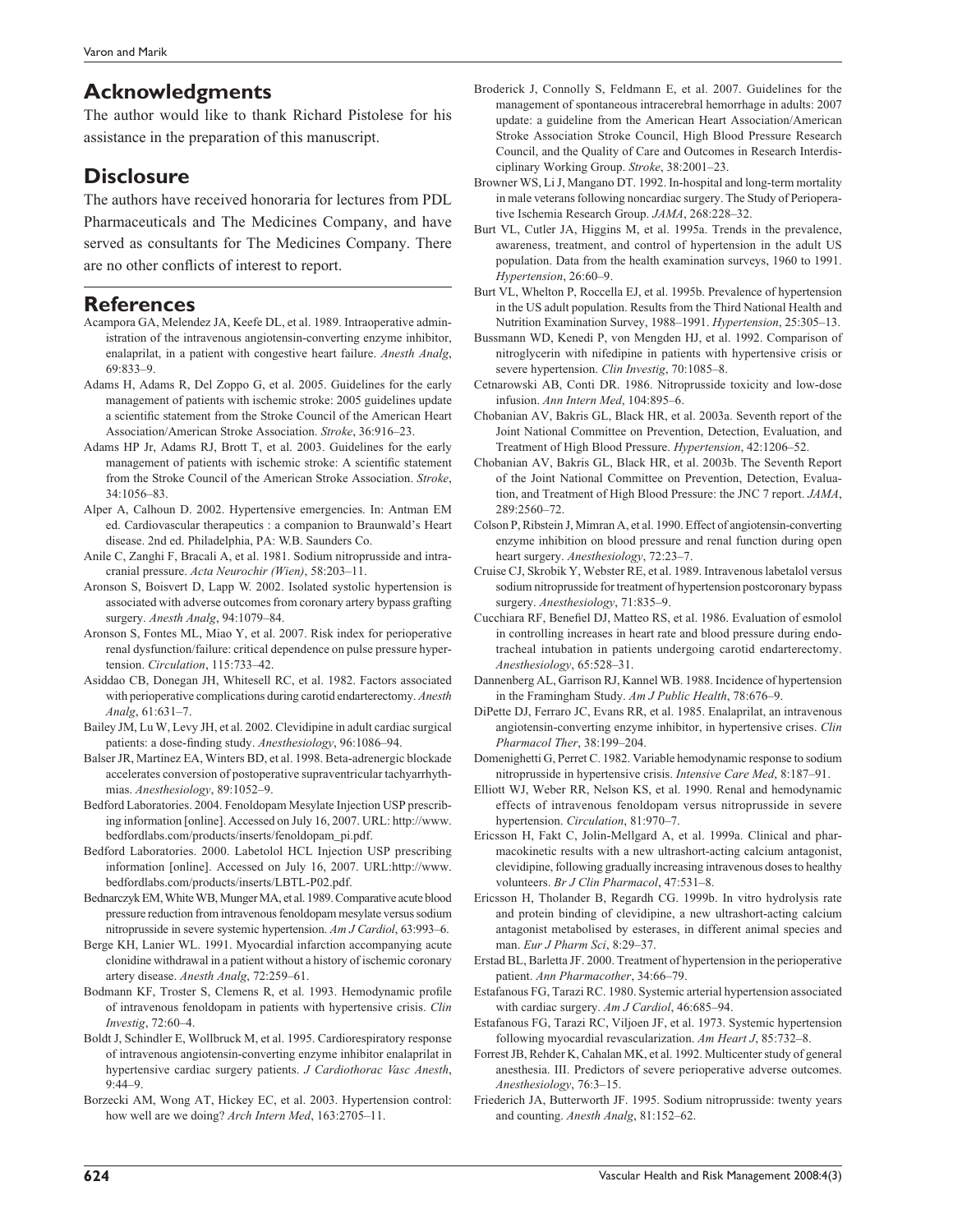## Acknowledgments

The author would like to thank Richard Pistolese for his assistance in the preparation of this manuscript.

## Disclosure

The authors have received honoraria for lectures from PDL Pharmaceuticals and The Medicines Company, and have served as consultants for The Medicines Company. There are no other conflicts of interest to report.

## References

Acampora GA, Melendez JA, Keefe DL, et al. 1989. Intraoperative administration of the intravenous angiotensin-converting enzyme inhibitor, enalaprilat, in a patient with congestive heart failure. *Anesth Analg*, 69:833–9.

Adams H, Adams R, Del Zoppo G, et al. 2005. Guidelines for the early management of patients with ischemic stroke: 2005 guidelines update a scientific statement from the Stroke Council of the American Heart Association/American Stroke Association. *Stroke*, 36:916–23.

Adams HP Jr, Adams RJ, Brott T, et al. 2003. Guidelines for the early management of patients with ischemic stroke: A scientific statement from the Stroke Council of the American Stroke Association. *Stroke*, 34:1056–83.

Alper A, Calhoun D. 2002. Hypertensive emergencies. In: Antman EM ed. Cardiovascular therapeutics : a companion to Braunwald's Heart disease. 2nd ed. Philadelphia, PA: W.B. Saunders Co.

Anile C, Zanghi F, Bracali A, et al. 1981. Sodium nitroprusside and intracranial pressure. *Acta Neurochir (Wien)*, 58:203–11.

Aronson S, Boisvert D, Lapp W. 2002. Isolated systolic hypertension is associated with adverse outcomes from coronary artery bypass grafting surgery. *Anesth Analg*, 94:1079–84.

Aronson S, Fontes ML, Miao Y, et al. 2007. Risk index for perioperative renal dysfunction/failure: critical dependence on pulse pressure hypertension. *Circulation*, 115:733–42.

Asiddao CB, Donegan JH, Whitesell RC, et al. 1982. Factors associated with perioperative complications during carotid endarterectomy. *Anesth Analg*, 61:631–7.

Bailey JM, Lu W, Levy JH, et al. 2002. Clevidipine in adult cardiac surgical patients: a dose-finding study. *Anesthesiology*, 96:1086–94.

Balser JR, Martinez EA, Winters BD, et al. 1998. Beta-adrenergic blockade accelerates conversion of postoperative supraventricular tachyarrhythmias. *Anesthesiology*, 89:1052–9.

Bedford Laboratories. 2004. Fenoldopam Mesylate Injection USP prescribing information [online]. Accessed on July 16, 2007. URL: http://www.bedfordlabs.com/products/inserts/fenoldopam_pi.pdf.

Bedford Laboratories. 2000. Labetolol HCL Injection USP prescribing information [online]. Accessed on July 16, 2007. URL:http://www.bedfordlabs.com/products/inserts/LBTL-P02.pdf.

Bednarczyk EM, White WB, Munger MA, et al. 1989. Comparative acute blood pressure reduction from intravenous fenoldopam mesylate versus sodium nitroprusside in severe systemic hypertension. *Am J Cardiol*, 63:993–6.

Berge KH, Lanier WL. 1991. Myocardial infarction accompanying acute clonidine withdrawal in a patient without a history of ischemic coronary artery disease. *Anesth Analg*, 72:259–61.

Bodmann KF, Troster S, Clemens R, et al. 1993. Hemodynamic profile of intravenous fenoldopam in patients with hypertensive crisis. *Clin Investig*, 72:60–4.

Boldt J, Schindler E, Wollbruck M, et al. 1995. Cardiorespiratory response of intravenous angiotensin-converting enzyme inhibitor enalaprilat in hypertensive cardiac surgery patients. *J Cardiothorac Vasc Anesth*, 9:44–9.

Borzecki AM, Wong AT, Hickey EC, et al. 2003. Hypertension control: how well are we doing? *Arch Intern Med*, 163:2705–11.

Broderick J, Connolly S, Feldmann E, et al. 2007. Guidelines for the management of spontaneous intracerebral hemorrhage in adults: 2007 update: a guideline from the American Heart Association/American Stroke Association Stroke Council, High Blood Pressure Research Council, and the Quality of Care and Outcomes in Research Interdisciplinary Working Group. *Stroke*, 38:2001–23.

Browner WS, Li J, Mangano DT. 1992. In-hospital and long-term mortality in male veterans following noncardiac surgery. The Study of Perioperative Ischemia Research Group. *JAMA*, 268:228–32.

Burt VL, Cutler JA, Higgins M, et al. 1995a. Trends in the prevalence, awareness, treatment, and control of hypertension in the adult US population. Data from the health examination surveys, 1960 to 1991. *Hypertension*, 26:60–9.

Burt VL, Whelton P, Roccella EJ, et al. 1995b. Prevalence of hypertension in the US adult population. Results from the Third National Health and Nutrition Examination Survey, 1988–1991. *Hypertension*, 25:305–13.

Bussmann WD, Kenedi P, von Mengden HJ, et al. 1992. Comparison of nitroglycerin with nifedipine in patients with hypertensive crisis or severe hypertension. *Clin Investig*, 70:1085–8.

Cetnarowski AB, Conti DR. 1986. Nitroprusside toxicity and low-dose infusion. *Ann Intern Med*, 104:895–6.

Chobanian AV, Bakris GL, Black HR, et al. 2003a. Seventh report of the Joint National Committee on Prevention, Detection, Evaluation, and Treatment of High Blood Pressure. *Hypertension*, 42:1206–52.

Chobanian AV, Bakris GL, Black HR, et al. 2003b. The Seventh Report of the Joint National Committee on Prevention, Detection, Evaluation, and Treatment of High Blood Pressure: the JNC 7 report. *JAMA*, 289:2560–72.

Colson P, Ribstein J, Mimran A, et al. 1990. Effect of angiotensin-converting enzyme inhibition on blood pressure and renal function during open heart surgery. *Anesthesiology*, 72:23–7.

Cruise CJ, Skrobik Y, Webster RE, et al. 1989. Intravenous labetalol versus sodium nitroprusside for treatment of hypertension postcoronary bypass surgery. *Anesthesiology*, 71:835–9.

Cucchiara RF, Benefiel DJ, Matteo RS, et al. 1986. Evaluation of esmolol in controlling increases in heart rate and blood pressure during endotracheal intubation in patients undergoing carotid endarterectomy. *Anesthesiology*, 65:528–31.

Dannenberg AL, Garrison RJ, Kannel WB. 1988. Incidence of hypertension in the Framingham Study. *Am J Public Health*, 78:676–9.

DiPette DJ, Ferraro JC, Evans RR, et al. 1985. Enalaprilat, an intravenous angiotensin-converting enzyme inhibitor, in hypertensive crises. *Clin Pharmacol Ther*, 38:199–204.

Domenighetti G, Perret C. 1982. Variable hemodynamic response to sodium nitroprusside in hypertensive crisis. *Intensive Care Med*, 8:187–91.

Elliott WJ, Weber RR, Nelson KS, et al. 1990. Renal and hemodynamic effects of intravenous fenoldopam versus nitroprusside in severe hypertension. *Circulation*, 81:970–7.

Ericsson H, Fakt C, Jolin-Mellgard A, et al. 1999a. Clinical and pharmacokinetic results with a new ultrashort-acting calcium antagonist, clevidipine, following gradually increasing intravenous doses to healthy volunteers. *Br J Clin Pharmacol*, 47:531–8.

Ericsson H, Tholander B, Regardh CG. 1999b. In vitro hydrolysis rate and protein binding of clevidipine, a new ultrashort-acting calcium antagonist metabolised by esterases, in different animal species and man. *Eur J Pharm Sci*, 8:29–37.

Erstad BL, Barletta JF. 2000. Treatment of hypertension in the perioperative patient. *Ann Pharmacother*, 34:66–79.

Estafanous FG, Tarazi RC. 1980. Systemic arterial hypertension associated with cardiac surgery. *Am J Cardiol*, 46:685–94.

Estafanous FG, Tarazi RC, Viljoen JF, et al. 1973. Systemic hypertension following myocardial revascularization. *Am Heart J*, 85:732–8.

Forrest JB, Rehder K, Cahalan MK, et al. 1992. Multicenter study of general anesthesia. III. Predictors of severe perioperative adverse outcomes. *Anesthesiology*, 76:3–15.

Friederich JA, Butterworth JF. 1995. Sodium nitroprusside: twenty years and counting. *Anesth Analg*, 81:152–62.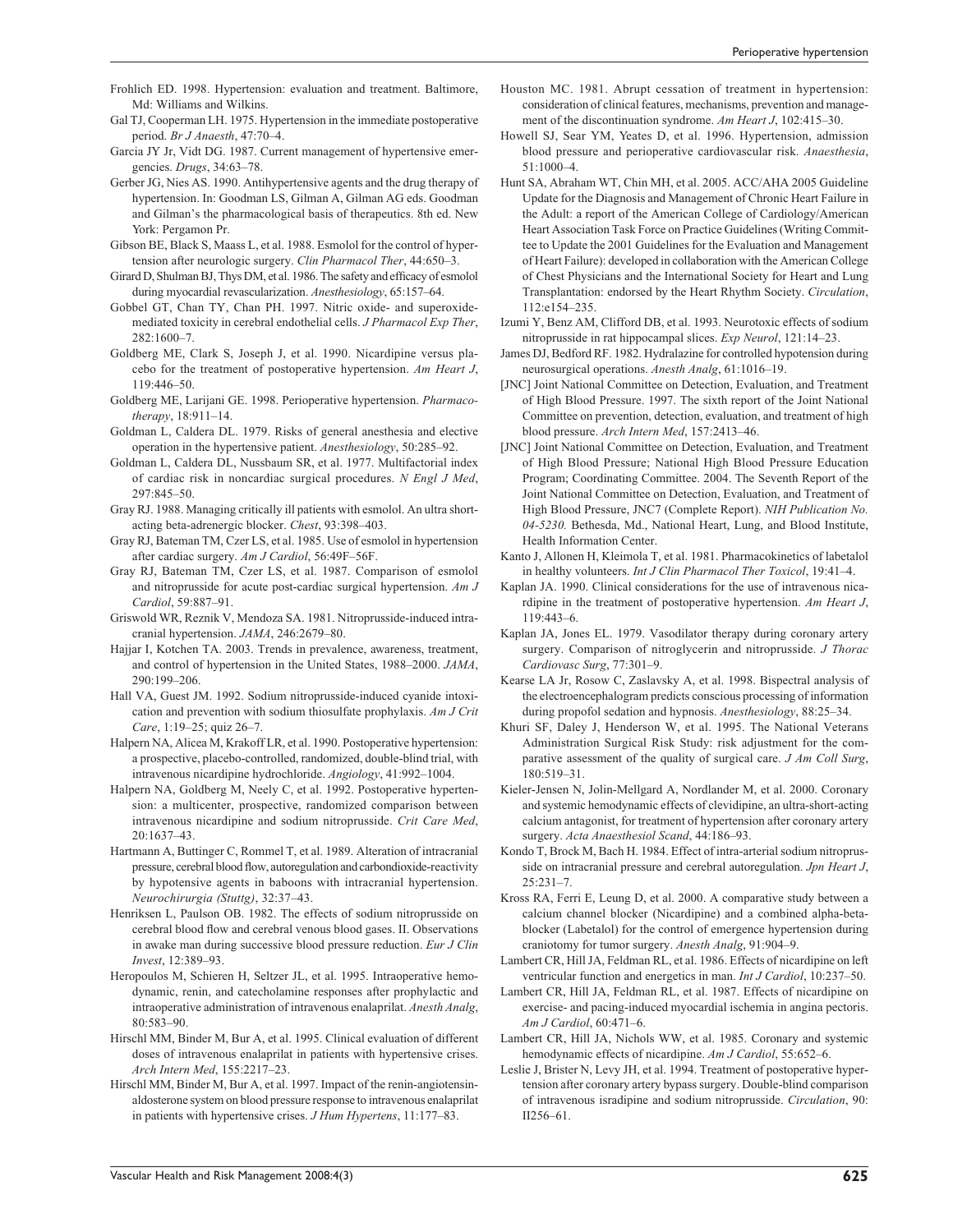Frohlich ED. 1998. Hypertension: evaluation and treatment. Baltimore, Md: Williams and Wilkins.

Gal TJ, Cooperman LH. 1975. Hypertension in the immediate postoperative period. *Br J Anaesth*, 47:70–4.

Garcia JY Jr, Vidt DG. 1987. Current management of hypertensive emergencies. *Drugs*, 34:63–78.

Gerber JG, Nies AS. 1990. Antihypertensive agents and the drug therapy of hypertension. In: Goodman LS, Gilman A, Gilman AG eds. Goodman and Gilman's the pharmacological basis of therapeutics. 8th ed. New York: Pergamon Pr.

Gibson BE, Black S, Maass L, et al. 1988. Esmolol for the control of hypertension after neurologic surgery. *Clin Pharmacol Ther*, 44:650–3.

Girard D, Shulman BJ, Thys DM, et al. 1986. The safety and efficacy of esmolol during myocardial revascularization. *Anesthesiology*, 65:157–64.

Gobbel GT, Chan TY, Chan PH. 1997. Nitric oxide- and superoxide-mediated toxicity in cerebral endothelial cells. *J Pharmacol Exp Ther*, 282:1600–7.

Goldberg ME, Clark S, Joseph J, et al. 1990. Nicardipine versus placebo for the treatment of postoperative hypertension. *Am Heart J*, 119:446–50.

Goldberg ME, Larijani GE. 1998. Perioperative hypertension. *Pharmacotherapy*, 18:911–14.

Goldman L, Caldera DL. 1979. Risks of general anesthesia and elective operation in the hypertensive patient. *Anesthesiology*, 50:285–92.

Goldman L, Caldera DL, Nussbaum SR, et al. 1977. Multifactorial index of cardiac risk in noncardiac surgical procedures. *N Engl J Med*, 297:845–50.

Gray RJ. 1988. Managing critically ill patients with esmolol. An ultra short-acting beta-adrenergic blocker. *Chest*, 93:398–403.

Gray RJ, Bateman TM, Czer LS, et al. 1985. Use of esmolol in hypertension after cardiac surgery. *Am J Cardiol*, 56:49F–56F.

Gray RJ, Bateman TM, Czer LS, et al. 1987. Comparison of esmolol and nitroprusside for acute post-cardiac surgical hypertension. *Am J Cardiol*, 59:887–91.

Griswold WR, Reznik V, Mendoza SA. 1981. Nitroprusside-induced intracranial hypertension. *JAMA*, 246:2679–80.

Hajjar I, Kotchen TA. 2003. Trends in prevalence, awareness, treatment, and control of hypertension in the United States, 1988–2000. *JAMA*, 290:199–206.

Hall VA, Guest JM. 1992. Sodium nitroprusside-induced cyanide intoxication and prevention with sodium thiosulfate prophylaxis. *Am J Crit Care*, 1:19–25; quiz 26–7.

Halpern NA, Alicea M, Krakoff LR, et al. 1990. Postoperative hypertension: a prospective, placebo-controlled, randomized, double-blind trial, with intravenous nicardipine hydrochloride. *Angiology*, 41:992–1004.

Halpern NA, Goldberg M, Neely C, et al. 1992. Postoperative hypertension: a multicenter, prospective, randomized comparison between intravenous nicardipine and sodium nitroprusside. *Crit Care Med*, 20:1637–43.

Hartmann A, Buttinger C, Rommel T, et al. 1989. Alteration of intracranial pressure, cerebral blood flow, autoregulation and carbondioxide-reactivity by hypotensive agents in baboons with intracranial hypertension. *Neurochirurgia (Stuttg)*, 32:37–43.

Henriksen L, Paulson OB. 1982. The effects of sodium nitroprusside on cerebral blood flow and cerebral venous blood gases. II. Observations in awake man during successive blood pressure reduction. *Eur J Clin Invest*, 12:389–93.

Heropoulos M, Schieren H, Seltzer JL, et al. 1995. Intraoperative hemodynamic, renin, and catecholamine responses after prophylactic and intraoperative administration of intravenous enalaprilat. *Anesth Analg*, 80:583–90.

Hirschl MM, Binder M, Bur A, et al. 1995. Clinical evaluation of different doses of intravenous enalaprilat in patients with hypertensive crises. *Arch Intern Med*, 155:2217–23.

Hirschl MM, Binder M, Bur A, et al. 1997. Impact of the renin-angiotensin-aldosterone system on blood pressure response to intravenous enalaprilat in patients with hypertensive crises. *J Hum Hypertens*, 11:177–83.

Houston MC. 1981. Abrupt cessation of treatment in hypertension: consideration of clinical features, mechanisms, prevention and management of the discontinuation syndrome. *Am Heart J*, 102:415–30.

Howell SJ, Sear YM, Yeates D, et al. 1996. Hypertension, admission blood pressure and perioperative cardiovascular risk. *Anaesthesia*, 51:1000–4.

Hunt SA, Abraham WT, Chin MH, et al. 2005. ACC/AHA 2005 Guideline Update for the Diagnosis and Management of Chronic Heart Failure in the Adult: a report of the American College of Cardiology/American Heart Association Task Force on Practice Guidelines (Writing Committee to Update the 2001 Guidelines for the Evaluation and Management of Heart Failure): developed in collaboration with the American College of Chest Physicians and the International Society for Heart and Lung Transplantation: endorsed by the Heart Rhythm Society. *Circulation*, 112:e154–235.

Izumi Y, Benz AM, Clifford DB, et al. 1993. Neurotoxic effects of sodium nitroprusside in rat hippocampal slices. *Exp Neurol*, 121:14–23.

James DJ, Bedford RF. 1982. Hydralazine for controlled hypotension during neurosurgical operations. *Anesth Analg*, 61:1016–19.

[JNC] Joint National Committee on Detection, Evaluation, and Treatment of High Blood Pressure. 1997. The sixth report of the Joint National Committee on prevention, detection, evaluation, and treatment of high blood pressure. *Arch Intern Med*, 157:2413–46.

[JNC] Joint National Committee on Detection, Evaluation, and Treatment of High Blood Pressure; National High Blood Pressure Education Program; Coordinating Committee. 2004. The Seventh Report of the Joint National Committee on Detection, Evaluation, and Treatment of High Blood Pressure, JNC7 (Complete Report). *NIH Publication No. 04-5230.* Bethesda, Md., National Heart, Lung, and Blood Institute, Health Information Center.

Kanto J, Allonen H, Kleimola T, et al. 1981. Pharmacokinetics of labetalol in healthy volunteers. *Int J Clin Pharmacol Ther Toxicol*, 19:41–4.

Kaplan JA. 1990. Clinical considerations for the use of intravenous nicardipine in the treatment of postoperative hypertension. *Am Heart J*, 119:443–6.

Kaplan JA, Jones EL. 1979. Vasodilator therapy during coronary artery surgery. Comparison of nitroglycerin and nitroprusside. *J Thorac Cardiovasc Surg*, 77:301–9.

Kearse LA Jr, Rosow C, Zaslavsky A, et al. 1998. Bispectral analysis of the electroencephalogram predicts conscious processing of information during propofol sedation and hypnosis. *Anesthesiology*, 88:25–34.

Khuri SF, Daley J, Henderson W, et al. 1995. The National Veterans Administration Surgical Risk Study: risk adjustment for the comparative assessment of the quality of surgical care. *J Am Coll Surg*, 180:519–31.

Kieler-Jensen N, Jolin-Mellgard A, Nordlander M, et al. 2000. Coronary and systemic hemodynamic effects of clevidipine, an ultra-short-acting calcium antagonist, for treatment of hypertension after coronary artery surgery. *Acta Anaesthesiol Scand*, 44:186–93.

Kondo T, Brock M, Bach H. 1984. Effect of intra-arterial sodium nitroprusside on intracranial pressure and cerebral autoregulation. *Jpn Heart J*, 25:231–7.

Kross RA, Ferri E, Leung D, et al. 2000. A comparative study between a calcium channel blocker (Nicardipine) and a combined alpha-beta-blocker (Labetalol) for the control of emergence hypertension during craniotomy for tumor surgery. *Anesth Analg*, 91:904–9.

Lambert CR, Hill JA, Feldman RL, et al. 1986. Effects of nicardipine on left ventricular function and energetics in man. *Int J Cardiol*, 10:237–50.

Lambert CR, Hill JA, Feldman RL, et al. 1987. Effects of nicardipine on exercise- and pacing-induced myocardial ischemia in angina pectoris. *Am J Cardiol*, 60:471–6.

Lambert CR, Hill JA, Nichols WW, et al. 1985. Coronary and systemic hemodynamic effects of nicardipine. *Am J Cardiol*, 55:652–6.

Leslie J, Brister N, Levy JH, et al. 1994. Treatment of postoperative hypertension after coronary artery bypass surgery. Double-blind comparison of intravenous isradipine and sodium nitroprusside. *Circulation*, 90: II256–61.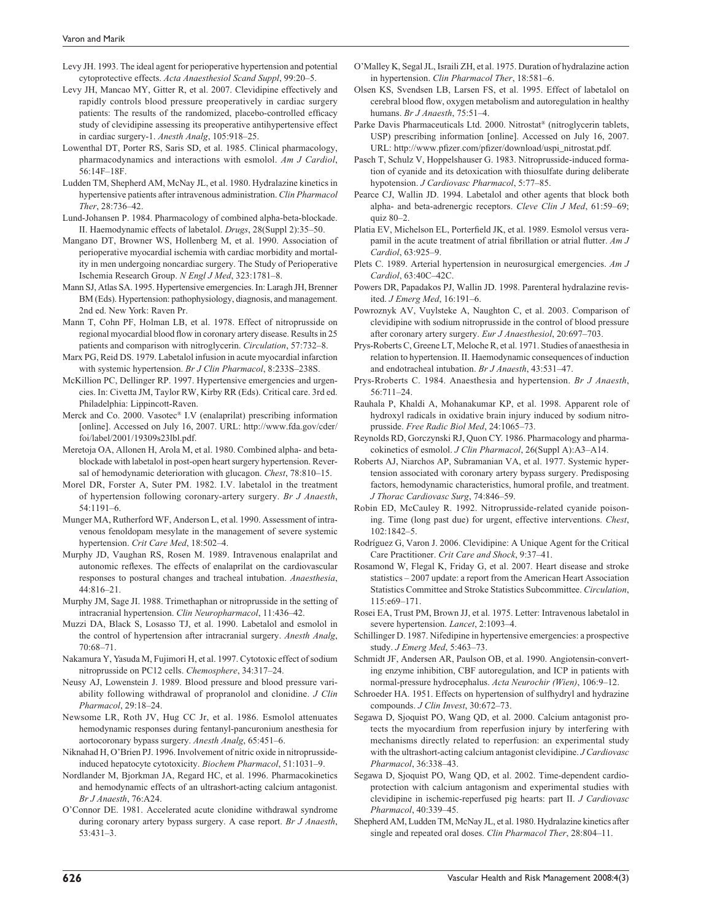Levy JH. 1993. The ideal agent for perioperative hypertension and potential cytoprotective effects. *Acta Anaesthesiol Scand Suppl*, 99:20–5.

Levy JH, Mancao MY, Gitter R, et al. 2007. Clevidipine effectively and rapidly controls blood pressure preoperatively in cardiac surgery patients: The results of the randomized, placebo-controlled efficacy study of clevidipine assessing its preoperative antihypertensive effect in cardiac surgery-1. *Anesth Analg*, 105:918–25.

Lowenthal DT, Porter RS, Saris SD, et al. 1985. Clinical pharmacology, pharmacodynamics and interactions with esmolol. *Am J Cardiol*, 56:14F–18F.

Ludden TM, Shepherd AM, McNay JL, et al. 1980. Hydralazine kinetics in hypertensive patients after intravenous administration. *Clin Pharmacol Ther*, 28:736–42.

Lund-Johansen P. 1984. Pharmacology of combined alpha-beta-blockade. II. Haemodynamic effects of labetalol. *Drugs*, 28(Suppl 2):35–50.

Mangano DT, Browner WS, Hollenberg M, et al. 1990. Association of perioperative myocardial ischemia with cardiac morbidity and mortality in men undergoing noncardiac surgery. The Study of Perioperative Ischemia Research Group. *N Engl J Med*, 323:1781–8.

Mann SJ, Atlas SA. 1995. Hypertensive emergencies. In: Laragh JH, Brenner BM (Eds). Hypertension: pathophysiology, diagnosis, and management. 2nd ed. New York: Raven Pr.

Mann T, Cohn PF, Holman LB, et al. 1978. Effect of nitroprusside on regional myocardial blood flow in coronary artery disease. Results in 25 patients and comparison with nitroglycerin. *Circulation*, 57:732–8.

Marx PG, Reid DS. 1979. Labetalol infusion in acute myocardial infarction with systemic hypertension. *Br J Clin Pharmacol*, 8:233S–238S.

McKillion PC, Dellinger RP. 1997. Hypertensive emergencies and urgencies. In: Civetta JM, Taylor RW, Kirby RR (Eds). Critical care. 3rd ed. Philadelphia: Lippincott-Raven.

Merck and Co. 2000. Vasotec® I.V (enalaprilat) prescribing information [online]. Accessed on July 16, 2007. URL: http://www.fda.gov/cder/foi/label/2001/19309s23lbl.pdf.

Meretoja OA, Allonen H, Arola M, et al. 1980. Combined alpha- and beta-blockade with labetalol in post-open heart surgery hypertension. Reversal of hemodynamic deterioration with glucagon. *Chest*, 78:810–15.

Morel DR, Forster A, Suter PM. 1982. I.V. labetalol in the treatment of hypertension following coronary-artery surgery. *Br J Anaesth*, 54:1191–6.

Munger MA, Rutherford WF, Anderson L, et al. 1990. Assessment of intravenous fenoldopam mesylate in the management of severe systemic hypertension. *Crit Care Med*, 18:502–4.

Murphy JD, Vaughan RS, Rosen M. 1989. Intravenous enalaprilat and autonomic reflexes. The effects of enalaprilat on the cardiovascular responses to postural changes and tracheal intubation. *Anaesthesia*, 44:816–21.

Murphy JM, Sage JI. 1988. Trimethaphan or nitroprusside in the setting of intracranial hypertension. *Clin Neuropharmacol*, 11:436–42.

Muzzi DA, Black S, Losasso TJ, et al. 1990. Labetalol and esmolol in the control of hypertension after intracranial surgery. *Anesth Analg*, 70:68–71.

Nakamura Y, Yasuda M, Fujimori H, et al. 1997. Cytotoxic effect of sodium nitroprusside on PC12 cells. *Chemosphere*, 34:317–24.

Neusy AJ, Lowenstein J. 1989. Blood pressure and blood pressure variability following withdrawal of propranolol and clonidine. *J Clin Pharmacol*, 29:18–24.

Newsome LR, Roth JV, Hug CC Jr, et al. 1986. Esmolol attenuates hemodynamic responses during fentanyl-pancuronium anesthesia for aortocoronary bypass surgery. *Anesth Analg*, 65:451–6.

Niknahad H, O'Brien PJ. 1996. Involvement of nitric oxide in nitroprusside-induced hepatocyte cytotoxicity. *Biochem Pharmacol*, 51:1031–9.

Nordlander M, Bjorkman JA, Regard HC, et al. 1996. Pharmacokinetics and hemodynamic effects of an ultrashort-acting calcium antagonist. *Br J Anaesth*, 76:A24.

O'Connor DE. 1981. Accelerated acute clonidine withdrawal syndrome during coronary artery bypass surgery. A case report. *Br J Anaesth*, 53:431–3.

O'Malley K, Segal JL, Israili ZH, et al. 1975. Duration of hydralazine action in hypertension. *Clin Pharmacol Ther*, 18:581–6.

Olsen KS, Svendsen LB, Larsen FS, et al. 1995. Effect of labetalol on cerebral blood flow, oxygen metabolism and autoregulation in healthy humans. *Br J Anaesth*, 75:51–4.

Parke Davis Pharmaceuticals Ltd. 2000. Nitrostat® (nitroglycerin tablets, USP) prescribing information [online]. Accessed on July 16, 2007. URL: http://www.pfizer.com/pfizer/download/uspi_nitrostat.pdf.

Pasch T, Schulz V, Hoppelshauser G. 1983. Nitroprusside-induced formation of cyanide and its detoxication with thiosulfate during deliberate hypotension. *J Cardiovasc Pharmacol*, 5:77–85.

Pearce CJ, Wallin JD. 1994. Labetalol and other agents that block both alpha- and beta-adrenergic receptors. *Cleve Clin J Med*, 61:59–69; quiz 80–2.

Platia EV, Michelson EL, Porterfield JK, et al. 1989. Esmolol versus verapamil in the acute treatment of atrial fibrillation or atrial flutter. *Am J Cardiol*, 63:925–9.

Plets C. 1989. Arterial hypertension in neurosurgical emergencies. *Am J Cardiol*, 63:40C–42C.

Powers DR, Papadakos PJ, Wallin JD. 1998. Parenteral hydralazine revisited. *J Emerg Med*, 16:191–6.

Powroznyk AV, Vuylsteke A, Naughton C, et al. 2003. Comparison of clevidipine with sodium nitroprusside in the control of blood pressure after coronary artery surgery. *Eur J Anaesthesiol*, 20:697–703.

Prys-Roberts C, Greene LT, Meloche R, et al. 1971. Studies of anaesthesia in relation to hypertension. II. Haemodynamic consequences of induction and endotracheal intubation. *Br J Anaesth*, 43:531–47.

Prys-Rroberts C. 1984. Anaesthesia and hypertension. *Br J Anaesth*, 56:711–24.

Rauhala P, Khaldi A, Mohanakumar KP, et al. 1998. Apparent role of hydroxyl radicals in oxidative brain injury induced by sodium nitroprusside. *Free Radic Biol Med*, 24:1065–73.

Reynolds RD, Gorczynski RJ, Quon CY. 1986. Pharmacology and pharmacokinetics of esmolol. *J Clin Pharmacol*, 26(Suppl A):A3–A14.

Roberts AJ, Niarchos AP, Subramanian VA, et al. 1977. Systemic hypertension associated with coronary artery bypass surgery. Predisposing factors, hemodynamic characteristics, humoral profile, and treatment. *J Thorac Cardiovasc Surg*, 74:846–59.

Robin ED, McCauley R. 1992. Nitroprusside-related cyanide poisoning. Time (long past due) for urgent, effective interventions. *Chest*, 102:1842–5.

Rodríguez G, Varon J. 2006. Clevidipine: A Unique Agent for the Critical Care Practitioner. *Crit Care and Shock*, 9:37–41.

Rosamond W, Flegal K, Friday G, et al. 2007. Heart disease and stroke statistics – 2007 update: a report from the American Heart Association Statistics Committee and Stroke Statistics Subcommittee. *Circulation*, 115:e69–171.

Rosei EA, Trust PM, Brown JJ, et al. 1975. Letter: Intravenous labetalol in severe hypertension. *Lancet*, 2:1093–4.

Schillinger D. 1987. Nifedipine in hypertensive emergencies: a prospective study. *J Emerg Med*, 5:463–73.

Schmidt JF, Andersen AR, Paulson OB, et al. 1990. Angiotensin-converting enzyme inhibition, CBF autoregulation, and ICP in patients with normal-pressure hydrocephalus. *Acta Neurochir (Wien)*, 106:9–12.

Schroeder HA. 1951. Effects on hypertension of sulfhydryl and hydrazine compounds. *J Clin Invest*, 30:672–73.

Segawa D, Sjoquist PO, Wang QD, et al. 2000. Calcium antagonist protects the myocardium from reperfusion injury by interfering with mechanisms directly related to reperfusion: an experimental study with the ultrashort-acting calcium antagonist clevidipine. *J Cardiovasc Pharmacol*, 36:338–43.

Segawa D, Sjoquist PO, Wang QD, et al. 2002. Time-dependent cardioprotection with calcium antagonism and experimental studies with clevidipine in ischemic-reperfused pig hearts: part II. *J Cardiovasc Pharmacol*, 40:339–45.

Shepherd AM, Ludden TM, McNay JL, et al. 1980. Hydralazine kinetics after single and repeated oral doses. *Clin Pharmacol Ther*, 28:804–11.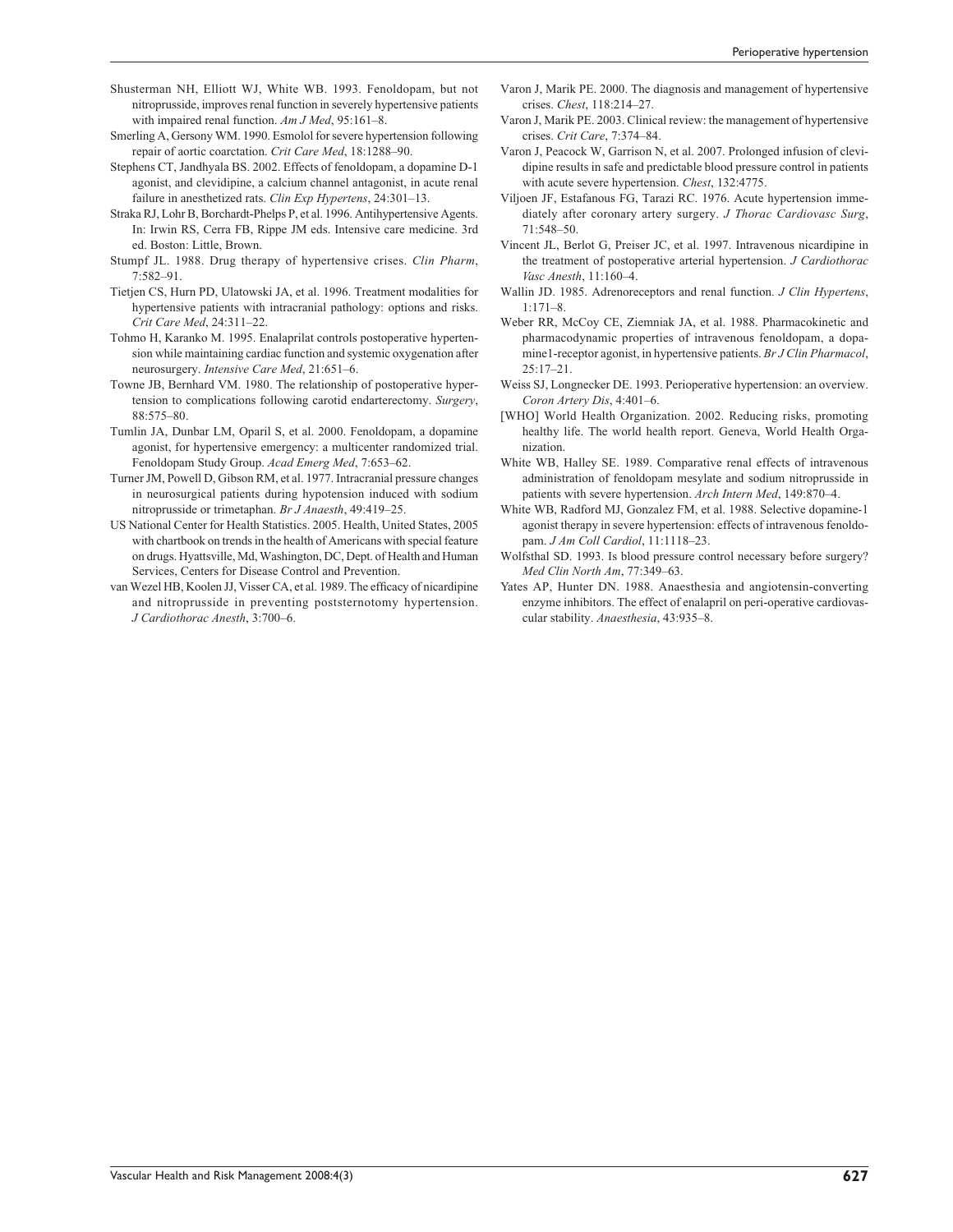Shusterman NH, Elliott WJ, White WB. 1993. Fenoldopam, but not nitroprusside, improves renal function in severely hypertensive patients with impaired renal function. *Am J Med*, 95:161–8.

Smerling A, Gersony WM. 1990. Esmolol for severe hypertension following repair of aortic coarctation. *Crit Care Med*, 18:1288–90.

Stephens CT, Jandhyala BS. 2002. Effects of fenoldopam, a dopamine D-1 agonist, and clevidipine, a calcium channel antagonist, in acute renal failure in anesthetized rats. *Clin Exp Hypertens*, 24:301–13.

Straka RJ, Lohr B, Borchardt-Phelps P, et al. 1996. Antihypertensive Agents. In: Irwin RS, Cerra FB, Rippe JM eds. Intensive care medicine. 3rd ed. Boston: Little, Brown.

Stumpf JL. 1988. Drug therapy of hypertensive crises. *Clin Pharm*, 7:582–91.

Tietjen CS, Hurn PD, Ulatowski JA, et al. 1996. Treatment modalities for hypertensive patients with intracranial pathology: options and risks. *Crit Care Med*, 24:311–22.

Tohmo H, Karanko M. 1995. Enalaprilat controls postoperative hypertension while maintaining cardiac function and systemic oxygenation after neurosurgery. *Intensive Care Med*, 21:651–6.

Towne JB, Bernhard VM. 1980. The relationship of postoperative hypertension to complications following carotid endarterectomy. *Surgery*, 88:575–80.

Tumlin JA, Dunbar LM, Oparil S, et al. 2000. Fenoldopam, a dopamine agonist, for hypertensive emergency: a multicenter randomized trial. Fenoldopam Study Group. *Acad Emerg Med*, 7:653–62.

Turner JM, Powell D, Gibson RM, et al. 1977. Intracranial pressure changes in neurosurgical patients during hypotension induced with sodium nitroprusside or trimetaphan. *Br J Anaesth*, 49:419–25.

US National Center for Health Statistics. 2005. Health, United States, 2005 with chartbook on trends in the health of Americans with special feature on drugs. Hyattsville, Md, Washington, DC, Dept. of Health and Human Services, Centers for Disease Control and Prevention.

van Wezel HB, Koolen JJ, Visser CA, et al. 1989. The efficacy of nicardipine and nitroprusside in preventing poststernotomy hypertension. *J Cardiothorac Anesth*, 3:700–6.

Varon J, Marik PE. 2000. The diagnosis and management of hypertensive crises. *Chest*, 118:214–27.

Varon J, Marik PE. 2003. Clinical review: the management of hypertensive crises. *Crit Care*, 7:374–84.

Varon J, Peacock W, Garrison N, et al. 2007. Prolonged infusion of clevidipine results in safe and predictable blood pressure control in patients with acute severe hypertension. *Chest*, 132:4775.

Viljoen JF, Estafanous FG, Tarazi RC. 1976. Acute hypertension immediately after coronary artery surgery. *J Thorac Cardiovasc Surg*, 71:548–50.

Vincent JL, Berlot G, Preiser JC, et al. 1997. Intravenous nicardipine in the treatment of postoperative arterial hypertension. *J Cardiothorac Vasc Anesth*, 11:160–4.

Wallin JD. 1985. Adrenoreceptors and renal function. *J Clin Hypertens*, 1:171–8.

Weber RR, McCoy CE, Ziemniak JA, et al. 1988. Pharmacokinetic and pharmacodynamic properties of intravenous fenoldopam, a dopamine1-receptor agonist, in hypertensive patients. *Br J Clin Pharmacol*, 25:17–21.

Weiss SJ, Longnecker DE. 1993. Perioperative hypertension: an overview. *Coron Artery Dis*, 4:401–6.

[WHO] World Health Organization. 2002. Reducing risks, promoting healthy life. The world health report. Geneva, World Health Organization.

White WB, Halley SE. 1989. Comparative renal effects of intravenous administration of fenoldopam mesylate and sodium nitroprusside in patients with severe hypertension. *Arch Intern Med*, 149:870–4.

White WB, Radford MJ, Gonzalez FM, et al. 1988. Selective dopamine-1 agonist therapy in severe hypertension: effects of intravenous fenoldopam. *J Am Coll Cardiol*, 11:1118–23.

Wolfsthal SD. 1993. Is blood pressure control necessary before surgery? *Med Clin North Am*, 77:349–63.

Yates AP, Hunter DN. 1988. Anaesthesia and angiotensin-converting enzyme inhibitors. The effect of enalapril on peri-operative cardiovascular stability. *Anaesthesia*, 43:935–8.